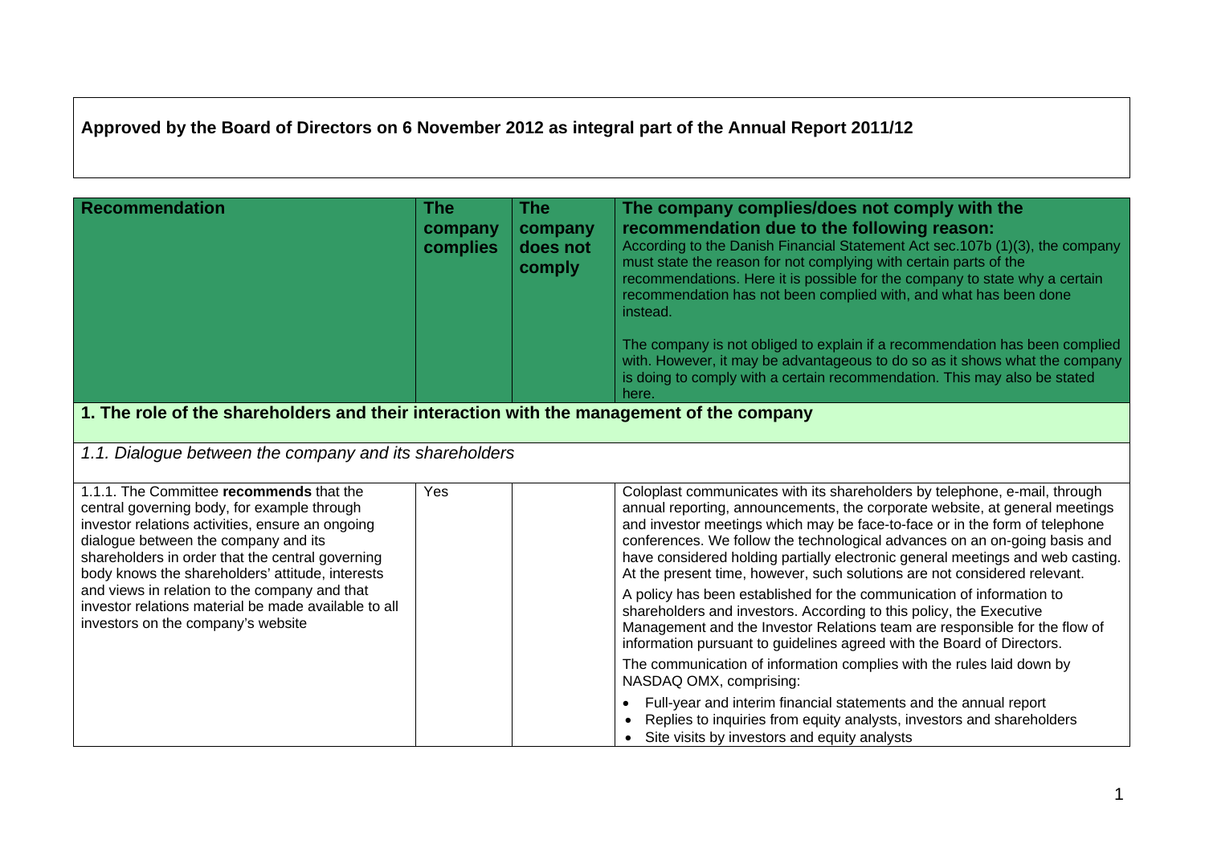**Approved by the Board of Directors on 6 November 2012 as integral part of the Annual Report 2011/12**

| Recommendation | The company complies | The company does not comply | The company complies/does not comply with the recommendation due to the following reason: According to the Danish Financial Statement Act sec.107b (1)(3), the company must state the reason for not complying with certain parts of the recommendations. Here it is possible for the company to state why a certain recommendation has not been complied with, and what has been done instead. The company is not obliged to explain if a recommendation has been complied with. However, it may be advantageous to do so as it shows what the company is doing to comply with a certain recommendation. This may also be stated here. |
|---|---|---|---|
| **1. The role of the shareholders and their interaction with the management of the company** | | | |
| *1.1. Dialogue between the company and its shareholders* | | | |
| 1.1.1. The Committee **recommends** that the central governing body, for example through investor relations activities, ensure an ongoing dialogue between the company and its shareholders in order that the central governing body knows the shareholders' attitude, interests and views in relation to the company and that investor relations material be made available to all investors on the company's website | Yes | | Coloplast communicates with its shareholders by telephone, e-mail, through annual reporting, announcements, the corporate website, at general meetings and investor meetings which may be face-to-face or in the form of telephone conferences. We follow the technological advances on an on-going basis and have considered holding partially electronic general meetings and web casting. At the present time, however, such solutions are not considered relevant. A policy has been established for the communication of information to shareholders and investors. According to this policy, the Executive Management and the Investor Relations team are responsible for the flow of information pursuant to guidelines agreed with the Board of Directors. The communication of information complies with the rules laid down by NASDAQ OMX, comprising: • Full-year and interim financial statements and the annual report • Replies to inquiries from equity analysts, investors and shareholders • Site visits by investors and equity analysts |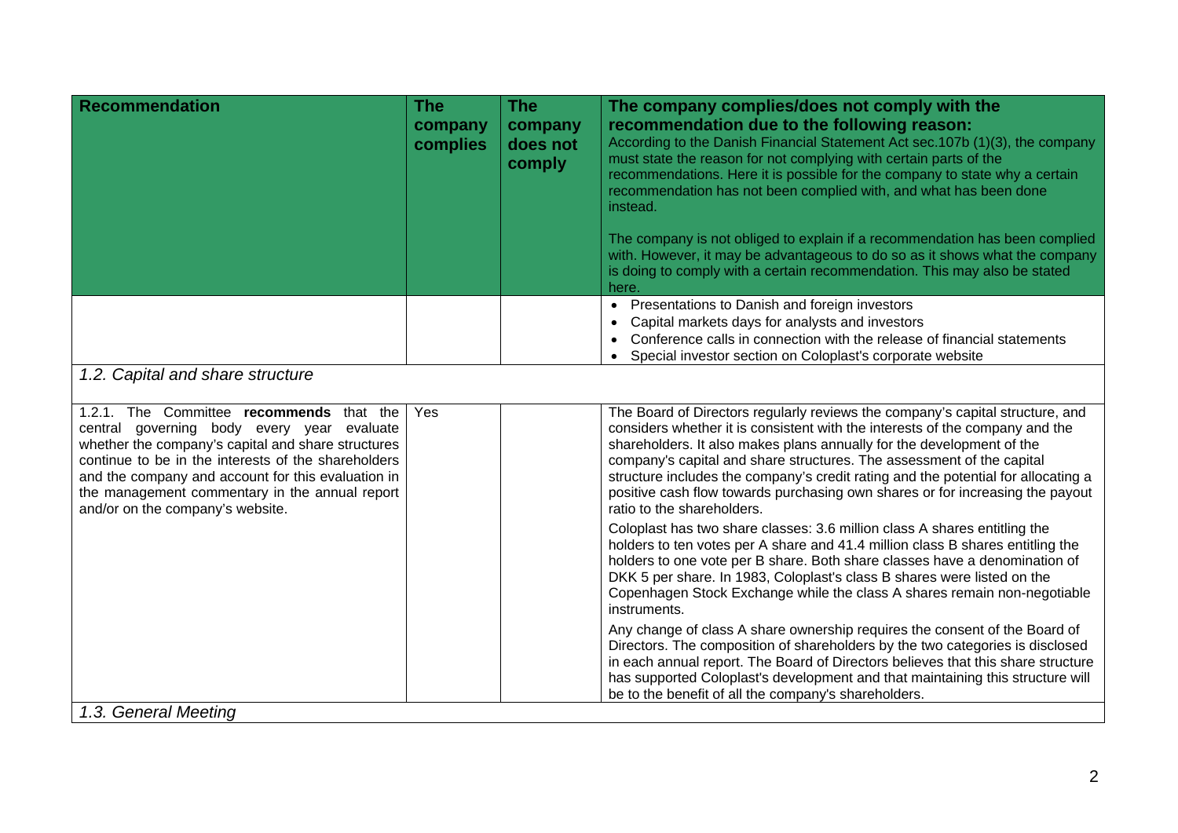| Recommendation | The company complies | The company does not comply | The company complies/does not comply with the recommendation due to the following reason: According to the Danish Financial Statement Act sec.107b (1)(3), the company must state the reason for not complying with certain parts of the recommendations. Here it is possible for the company to state why a certain recommendation has not been complied with, and what has been done instead. The company is not obliged to explain if a recommendation has been complied with. However, it may be advantageous to do so as it shows what the company is doing to comply with a certain recommendation. This may also be stated here. |
|---|---|---|---|
| | | | • Presentations to Danish and foreign investors<br>• Capital markets days for analysts and investors<br>• Conference calls in connection with the release of financial statements<br>• Special investor section on Coloplast's corporate website |
| *1.2. Capital and share structure* | | | |
| 1.2.1. The Committee **recommends** that the central governing body every year evaluate whether the company's capital and share structures continue to be in the interests of the shareholders and the company and account for this evaluation in the management commentary in the annual report and/or on the company's website. | Yes | | The Board of Directors regularly reviews the company's capital structure, and considers whether it is consistent with the interests of the company and the shareholders. It also makes plans annually for the development of the company's capital and share structures. The assessment of the capital structure includes the company's credit rating and the potential for allocating a positive cash flow towards purchasing own shares or for increasing the payout ratio to the shareholders.<br><br>Coloplast has two share classes: 3.6 million class A shares entitling the holders to ten votes per A share and 41.4 million class B shares entitling the holders to one vote per B share. Both share classes have a denomination of DKK 5 per share. In 1983, Coloplast's class B shares were listed on the Copenhagen Stock Exchange while the class A shares remain non-negotiable instruments.<br><br>Any change of class A share ownership requires the consent of the Board of Directors. The composition of shareholders by the two categories is disclosed in each annual report. The Board of Directors believes that this share structure has supported Coloplast's development and that maintaining this structure will be to the benefit of all the company's shareholders. |
| *1.3. General Meeting* | | | |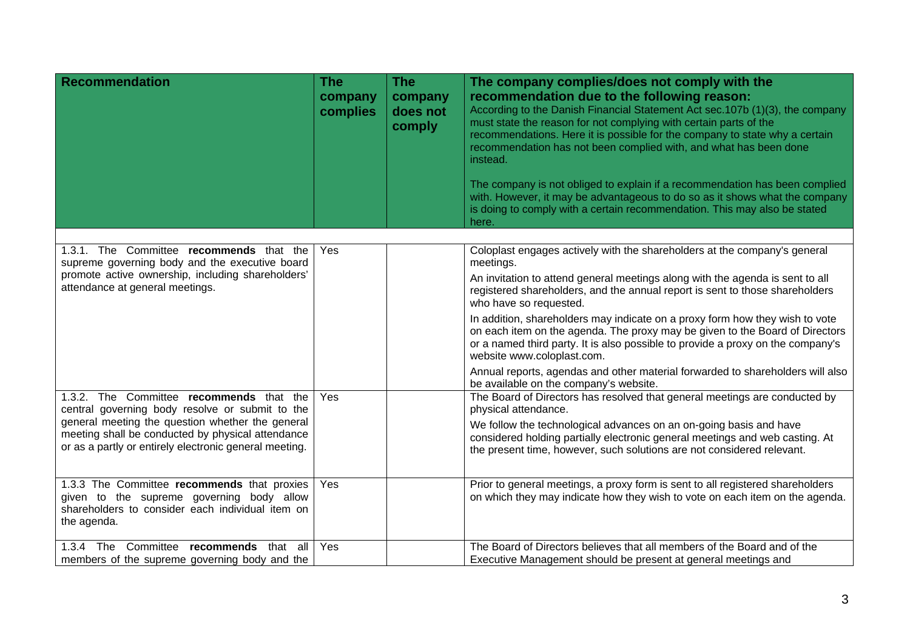| Recommendation | The company complies | The company does not comply | The company complies/does not comply with the recommendation due to the following reason: According to the Danish Financial Statement Act sec.107b (1)(3), the company must state the reason for not complying with certain parts of the recommendations. Here it is possible for the company to state why a certain recommendation has not been complied with, and what has been done instead. The company is not obliged to explain if a recommendation has been complied with. However, it may be advantageous to do so as it shows what the company is doing to comply with a certain recommendation. This may also be stated here. |
|---|---|---|---|
| 1.3.1. The Committee **recommends** that the supreme governing body and the executive board promote active ownership, including shareholders' attendance at general meetings. | Yes | | Coloplast engages actively with the shareholders at the company's general meetings. An invitation to attend general meetings along with the agenda is sent to all registered shareholders, and the annual report is sent to those shareholders who have so requested. In addition, shareholders may indicate on a proxy form how they wish to vote on each item on the agenda. The proxy may be given to the Board of Directors or a named third party. It is also possible to provide a proxy on the company's website www.coloplast.com. Annual reports, agendas and other material forwarded to shareholders will also be available on the company's website. |
| 1.3.2. The Committee **recommends** that the central governing body resolve or submit to the general meeting the question whether the general meeting shall be conducted by physical attendance or as a partly or entirely electronic general meeting. | Yes | | The Board of Directors has resolved that general meetings are conducted by physical attendance. We follow the technological advances on an on-going basis and have considered holding partially electronic general meetings and web casting. At the present time, however, such solutions are not considered relevant. |
| 1.3.3 The Committee **recommends** that proxies given to the supreme governing body allow shareholders to consider each individual item on the agenda. | Yes | | Prior to general meetings, a proxy form is sent to all registered shareholders on which they may indicate how they wish to vote on each item on the agenda. |
| 1.3.4 The Committee **recommends** that all members of the supreme governing body and the | Yes | | The Board of Directors believes that all members of the Board and of the Executive Management should be present at general meetings and |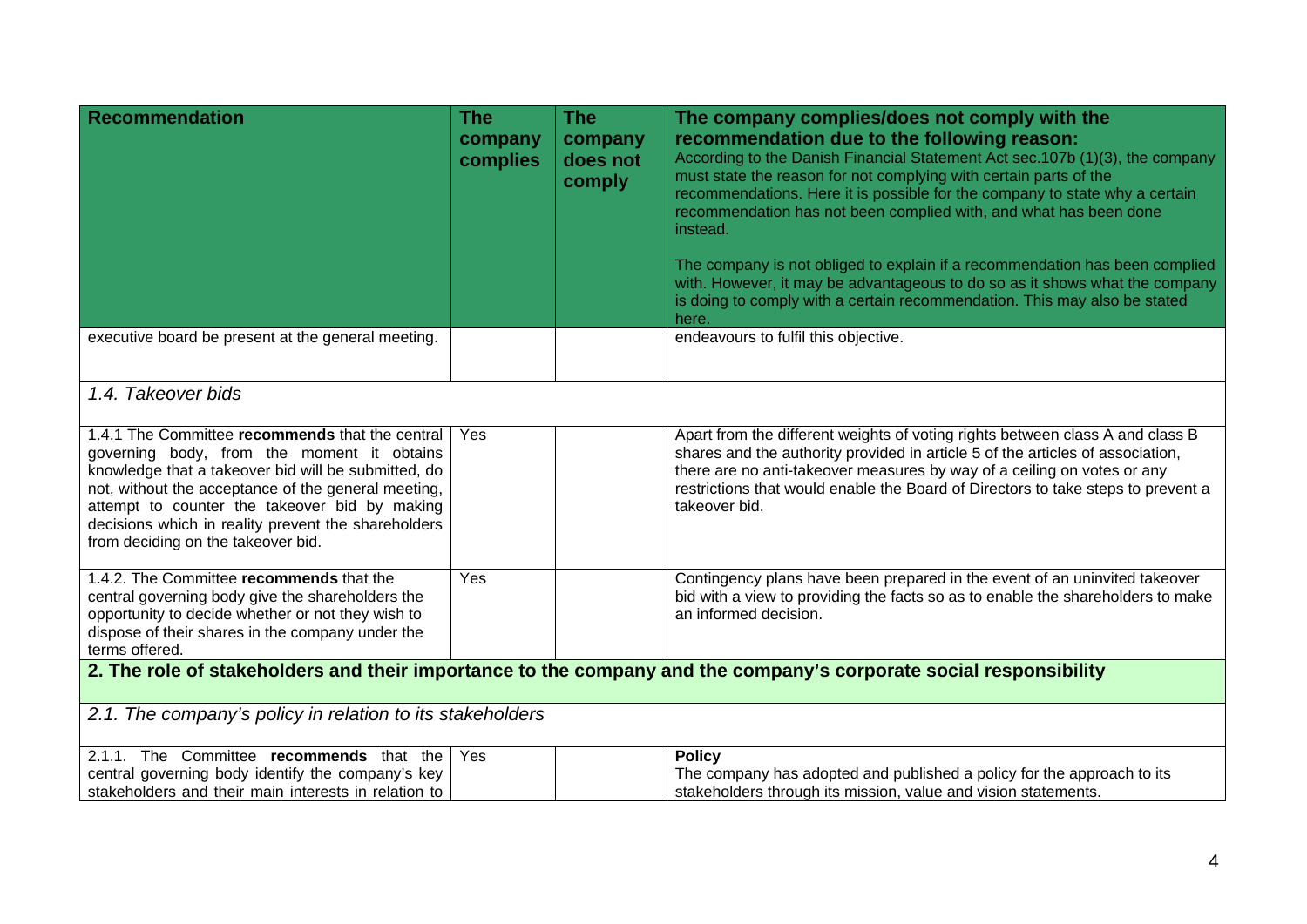| Recommendation | The company complies | The company does not comply | The company complies/does not comply with the recommendation due to the following reason: According to the Danish Financial Statement Act sec.107b (1)(3), the company must state the reason for not complying with certain parts of the recommendations. Here it is possible for the company to state why a certain recommendation has not been complied with, and what has been done instead. The company is not obliged to explain if a recommendation has been complied with. However, it may be advantageous to do so as it shows what the company is doing to comply with a certain recommendation. This may also be stated here. |
|---|---|---|---|
| executive board be present at the general meeting. | | | endeavours to fulfil this objective. |
| *1.4. Takeover bids* | | | |
| 1.4.1 The Committee **recommends** that the central governing body, from the moment it obtains knowledge that a takeover bid will be submitted, do not, without the acceptance of the general meeting, attempt to counter the takeover bid by making decisions which in reality prevent the shareholders from deciding on the takeover bid. | Yes | | Apart from the different weights of voting rights between class A and class B shares and the authority provided in article 5 of the articles of association, there are no anti-takeover measures by way of a ceiling on votes or any restrictions that would enable the Board of Directors to take steps to prevent a takeover bid. |
| 1.4.2. The Committee **recommends** that the central governing body give the shareholders the opportunity to decide whether or not they wish to dispose of their shares in the company under the terms offered. | Yes | | Contingency plans have been prepared in the event of an uninvited takeover bid with a view to providing the facts so as to enable the shareholders to make an informed decision. |
| **2. The role of stakeholders and their importance to the company and the company's corporate social responsibility** | | | |
| *2.1. The company's policy in relation to its stakeholders* | | | |
| 2.1.1. The Committee **recommends** that the central governing body identify the company's key stakeholders and their main interests in relation to | Yes | | **Policy** The company has adopted and published a policy for the approach to its stakeholders through its mission, value and vision statements. |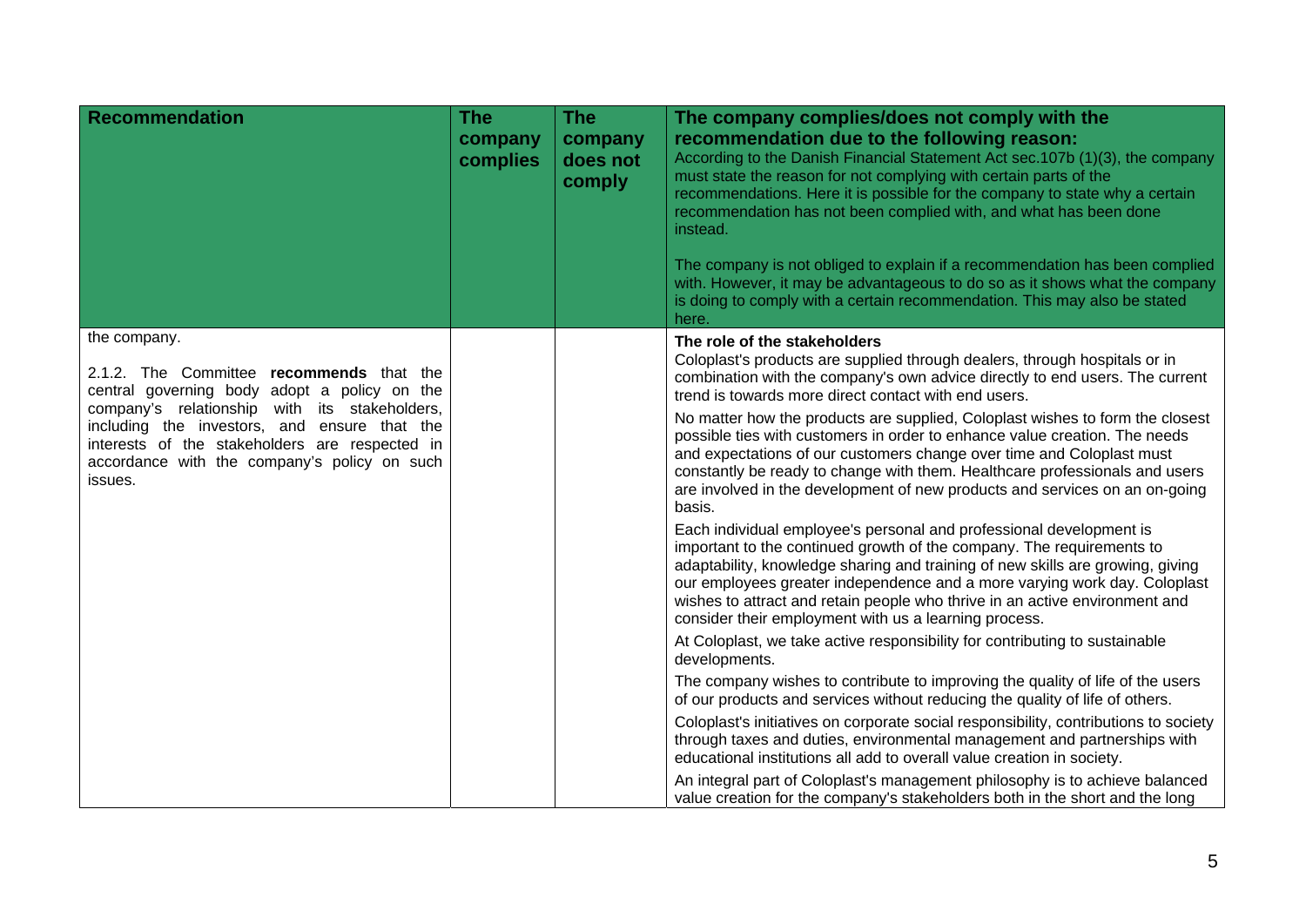| Recommendation | The company complies | The company does not comply | The company complies/does not comply with the recommendation due to the following reason:<br>According to the Danish Financial Statement Act sec.107b (1)(3), the company must state the reason for not complying with certain parts of the recommendations. Here it is possible for the company to state why a certain recommendation has not been complied with, and what has been done instead.<br><br>The company is not obliged to explain if a recommendation has been complied with. However, it may be advantageous to do so as it shows what the company is doing to comply with a certain recommendation. This may also be stated here. |
|---|---|---|---|
| the company.<br><br>2.1.2. The Committee **recommends** that the central governing body adopt a policy on the company's relationship with its stakeholders, including the investors, and ensure that the interests of the stakeholders are respected in accordance with the company's policy on such issues. | | | **The role of the stakeholders**<br>Coloplast's products are supplied through dealers, through hospitals or in combination with the company's own advice directly to end users. The current trend is towards more direct contact with end users.<br><br>No matter how the products are supplied, Coloplast wishes to form the closest possible ties with customers in order to enhance value creation. The needs and expectations of our customers change over time and Coloplast must constantly be ready to change with them. Healthcare professionals and users are involved in the development of new products and services on an on-going basis.<br><br>Each individual employee's personal and professional development is important to the continued growth of the company. The requirements to adaptability, knowledge sharing and training of new skills are growing, giving our employees greater independence and a more varying work day. Coloplast wishes to attract and retain people who thrive in an active environment and consider their employment with us a learning process.<br><br>At Coloplast, we take active responsibility for contributing to sustainable developments.<br><br>The company wishes to contribute to improving the quality of life of the users of our products and services without reducing the quality of life of others.<br><br>Coloplast's initiatives on corporate social responsibility, contributions to society through taxes and duties, environmental management and partnerships with educational institutions all add to overall value creation in society.<br><br>An integral part of Coloplast's management philosophy is to achieve balanced value creation for the company's stakeholders both in the short and the long |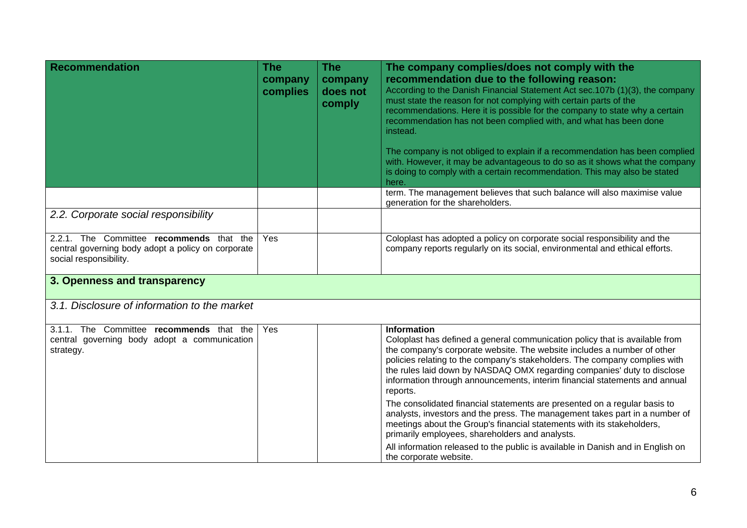| Recommendation | The company complies | The company does not comply | The company complies/does not comply with the recommendation due to the following reason: According to the Danish Financial Statement Act sec.107b (1)(3), the company must state the reason for not complying with certain parts of the recommendations. Here it is possible for the company to state why a certain recommendation has not been complied with, and what has been done instead. The company is not obliged to explain if a recommendation has been complied with. However, it may be advantageous to do so as it shows what the company is doing to comply with a certain recommendation. This may also be stated here. |
|---|---|---|---|
| | | | term. The management believes that such balance will also maximise value generation for the shareholders. |
| *2.2. Corporate social responsibility* | | | |
| 2.2.1. The Committee **recommends** that the central governing body adopt a policy on corporate social responsibility. | Yes | | Coloplast has adopted a policy on corporate social responsibility and the company reports regularly on its social, environmental and ethical efforts. |
| **3. Openness and transparency** | | | |
| *3.1. Disclosure of information to the market* | | | |
| 3.1.1. The Committee **recommends** that the central governing body adopt a communication strategy. | Yes | | **Information**<br>Coloplast has defined a general communication policy that is available from the company's corporate website. The website includes a number of other policies relating to the company's stakeholders. The company complies with the rules laid down by NASDAQ OMX regarding companies' duty to disclose information through announcements, interim financial statements and annual reports.<br>The consolidated financial statements are presented on a regular basis to analysts, investors and the press. The management takes part in a number of meetings about the Group's financial statements with its stakeholders, primarily employees, shareholders and analysts.<br>All information released to the public is available in Danish and in English on the corporate website. |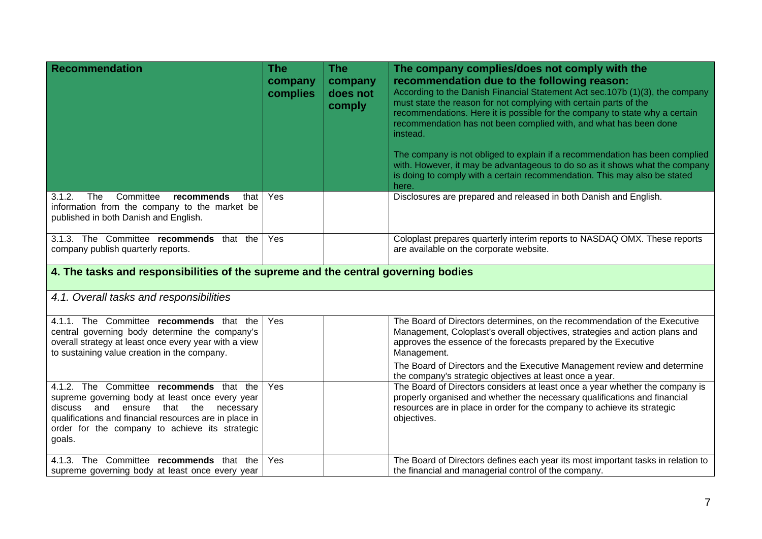| Recommendation | The company complies | The company does not comply | The company complies/does not comply with the recommendation due to the following reason: According to the Danish Financial Statement Act sec.107b (1)(3), the company must state the reason for not complying with certain parts of the recommendations. Here it is possible for the company to state why a certain recommendation has not been complied with, and what has been done instead. The company is not obliged to explain if a recommendation has been complied with. However, it may be advantageous to do so as it shows what the company is doing to comply with a certain recommendation. This may also be stated here. |
|---|---|---|---|
| 3.1.2. The Committee **recommends** that information from the company to the market be published in both Danish and English. | Yes | | Disclosures are prepared and released in both Danish and English. |
| 3.1.3. The Committee **recommends** that the company publish quarterly reports. | Yes | | Coloplast prepares quarterly interim reports to NASDAQ OMX. These reports are available on the corporate website. |
| **4. The tasks and responsibilities of the supreme and the central governing bodies** | | | |
| *4.1. Overall tasks and responsibilities* | | | |
| 4.1.1. The Committee **recommends** that the central governing body determine the company's overall strategy at least once every year with a view to sustaining value creation in the company. | Yes | | The Board of Directors determines, on the recommendation of the Executive Management, Coloplast's overall objectives, strategies and action plans and approves the essence of the forecasts prepared by the Executive Management. The Board of Directors and the Executive Management review and determine the company's strategic objectives at least once a year. |
| 4.1.2. The Committee **recommends** that the supreme governing body at least once every year discuss and ensure that the necessary qualifications and financial resources are in place in order for the company to achieve its strategic goals. | Yes | | The Board of Directors considers at least once a year whether the company is properly organised and whether the necessary qualifications and financial resources are in place in order for the company to achieve its strategic objectives. |
| 4.1.3. The Committee **recommends** that the supreme governing body at least once every year | Yes | | The Board of Directors defines each year its most important tasks in relation to the financial and managerial control of the company. |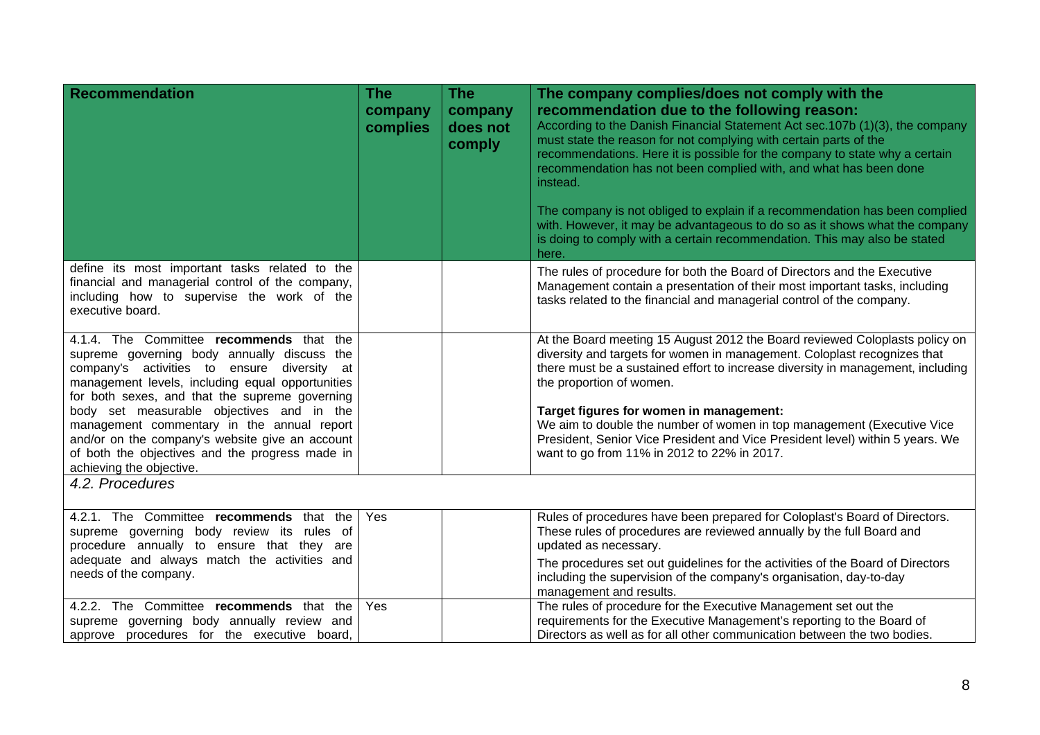| Recommendation | The company complies | The company does not comply | The company complies/does not comply with the recommendation due to the following reason: According to the Danish Financial Statement Act sec.107b (1)(3), the company must state the reason for not complying with certain parts of the recommendations. Here it is possible for the company to state why a certain recommendation has not been complied with, and what has been done instead. The company is not obliged to explain if a recommendation has been complied with. However, it may be advantageous to do so as it shows what the company is doing to comply with a certain recommendation. This may also be stated here. |
|---|---|---|---|
| define its most important tasks related to the financial and managerial control of the company, including how to supervise the work of the executive board. | | | The rules of procedure for both the Board of Directors and the Executive Management contain a presentation of their most important tasks, including tasks related to the financial and managerial control of the company. |
| 4.1.4. The Committee **recommends** that the supreme governing body annually discuss the company's activities to ensure diversity at management levels, including equal opportunities for both sexes, and that the supreme governing body set measurable objectives and in the management commentary in the annual report and/or on the company's website give an account of both the objectives and the progress made in achieving the objective. | | | At the Board meeting 15 August 2012 the Board reviewed Coloplasts policy on diversity and targets for women in management. Coloplast recognizes that there must be a sustained effort to increase diversity in management, including the proportion of women.<br><br>**Target figures for women in management:**<br>We aim to double the number of women in top management (Executive Vice President, Senior Vice President and Vice President level) within 5 years. We want to go from 11% in 2012 to 22% in 2017. |
| *4.2. Procedures* | | | |
| 4.2.1. The Committee **recommends** that the supreme governing body review its rules of procedure annually to ensure that they are adequate and always match the activities and needs of the company. | Yes | | Rules of procedures have been prepared for Coloplast's Board of Directors. These rules of procedures are reviewed annually by the full Board and updated as necessary.<br><br>The procedures set out guidelines for the activities of the Board of Directors including the supervision of the company's organisation, day-to-day management and results. |
| 4.2.2. The Committee **recommends** that the supreme governing body annually review and approve procedures for the executive board, | Yes | | The rules of procedure for the Executive Management set out the requirements for the Executive Management's reporting to the Board of Directors as well as for all other communication between the two bodies. |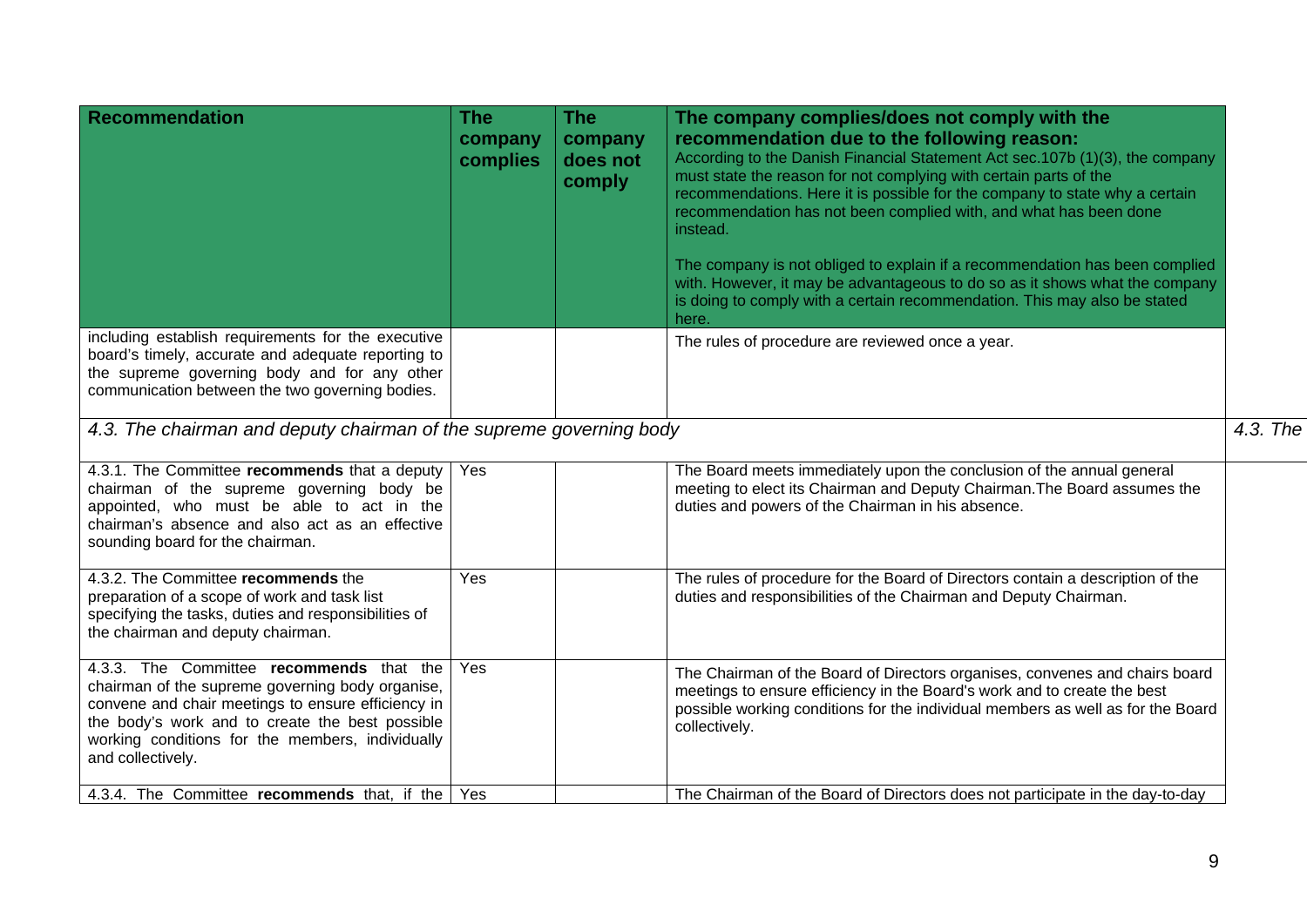| Recommendation | The company complies | The company does not comply | The company complies/does not comply with the recommendation due to the following reason: According to the Danish Financial Statement Act sec.107b (1)(3), the company must state the reason for not complying with certain parts of the recommendations. Here it is possible for the company to state why a certain recommendation has not been complied with, and what has been done instead. The company is not obliged to explain if a recommendation has been complied with. However, it may be advantageous to do so as it shows what the company is doing to comply with a certain recommendation. This may also be stated here. |
|---|---|---|---|
| including establish requirements for the executive board's timely, accurate and adequate reporting to the supreme governing body and for any other communication between the two governing bodies. | | | The rules of procedure are reviewed once a year. |
| *4.3. The chairman and deputy chairman of the supreme governing body* | | | |
| 4.3.1. The Committee **recommends** that a deputy chairman of the supreme governing body be appointed, who must be able to act in the chairman's absence and also act as an effective sounding board for the chairman. | Yes | | The Board meets immediately upon the conclusion of the annual general meeting to elect its Chairman and Deputy Chairman.The Board assumes the duties and powers of the Chairman in his absence. |
| 4.3.2. The Committee **recommends** the preparation of a scope of work and task list specifying the tasks, duties and responsibilities of the chairman and deputy chairman. | Yes | | The rules of procedure for the Board of Directors contain a description of the duties and responsibilities of the Chairman and Deputy Chairman. |
| 4.3.3. The Committee **recommends** that the chairman of the supreme governing body organise, convene and chair meetings to ensure efficiency in the body's work and to create the best possible working conditions for the members, individually and collectively. | Yes | | The Chairman of the Board of Directors organises, convenes and chairs board meetings to ensure efficiency in the Board's work and to create the best possible working conditions for the individual members as well as for the Board collectively. |
| 4.3.4. The Committee **recommends** that, if the | Yes | | The Chairman of the Board of Directors does not participate in the day-to-day |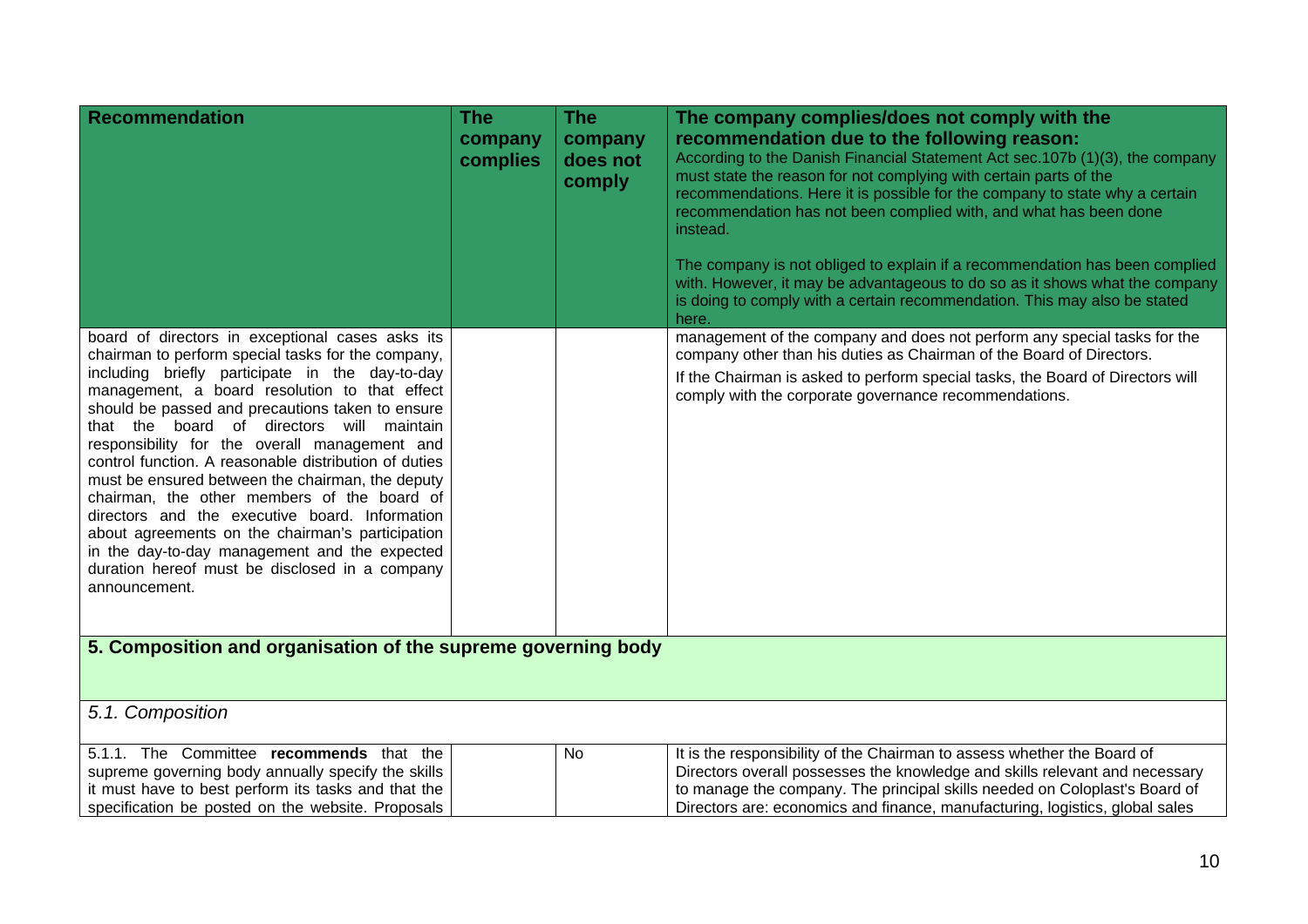| Recommendation | The company complies | The company does not comply | The company complies/does not comply with the recommendation due to the following reason: According to the Danish Financial Statement Act sec.107b (1)(3), the company must state the reason for not complying with certain parts of the recommendations. Here it is possible for the company to state why a certain recommendation has not been complied with, and what has been done instead. The company is not obliged to explain if a recommendation has been complied with. However, it may be advantageous to do so as it shows what the company is doing to comply with a certain recommendation. This may also be stated here. |
|---|---|---|---|
| board of directors in exceptional cases asks its chairman to perform special tasks for the company, including briefly participate in the day-to-day management, a board resolution to that effect should be passed and precautions taken to ensure that the board of directors will maintain responsibility for the overall management and control function. A reasonable distribution of duties must be ensured between the chairman, the deputy chairman, the other members of the board of directors and the executive board. Information about agreements on the chairman's participation in the day-to-day management and the expected duration hereof must be disclosed in a company announcement. | | | management of the company and does not perform any special tasks for the company other than his duties as Chairman of the Board of Directors. If the Chairman is asked to perform special tasks, the Board of Directors will comply with the corporate governance recommendations. |
| **5. Composition and organisation of the supreme governing body** | | | |
| *5.1. Composition* | | | |
| 5.1.1. The Committee **recommends** that the supreme governing body annually specify the skills it must have to best perform its tasks and that the specification be posted on the website. Proposals | | No | It is the responsibility of the Chairman to assess whether the Board of Directors overall possesses the knowledge and skills relevant and necessary to manage the company. The principal skills needed on Coloplast's Board of Directors are: economics and finance, manufacturing, logistics, global sales |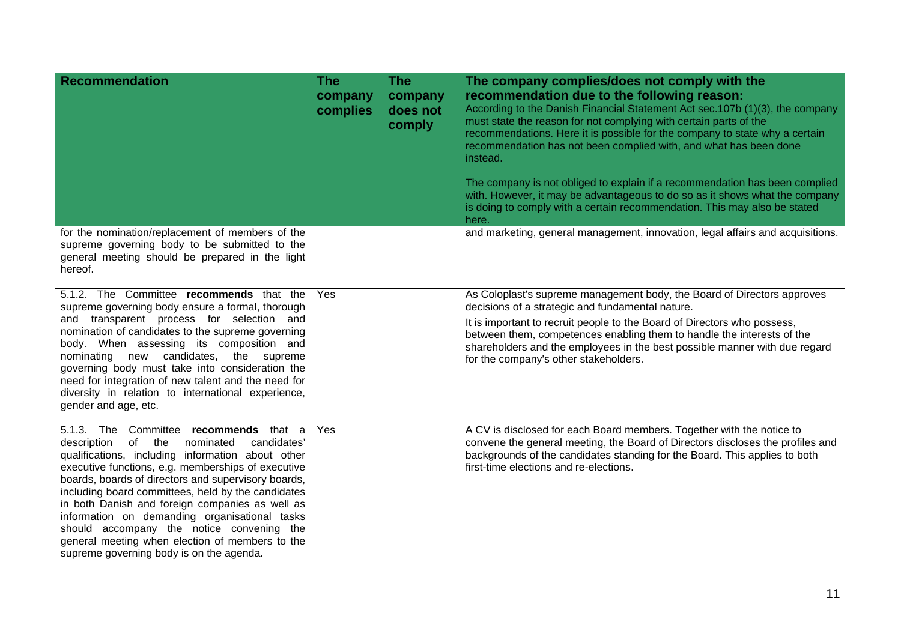| Recommendation | The company complies | The company does not comply | The company complies/does not comply with the recommendation due to the following reason: According to the Danish Financial Statement Act sec.107b (1)(3), the company must state the reason for not complying with certain parts of the recommendations. Here it is possible for the company to state why a certain recommendation has not been complied with, and what has been done instead. The company is not obliged to explain if a recommendation has been complied with. However, it may be advantageous to do so as it shows what the company is doing to comply with a certain recommendation. This may also be stated here. |
|---|---|---|---|
| for the nomination/replacement of members of the supreme governing body to be submitted to the general meeting should be prepared in the light hereof. | | | and marketing, general management, innovation, legal affairs and acquisitions. |
| 5.1.2. The Committee **recommends** that the supreme governing body ensure a formal, thorough and transparent process for selection and nomination of candidates to the supreme governing body. When assessing its composition and nominating new candidates, the supreme governing body must take into consideration the need for integration of new talent and the need for diversity in relation to international experience, gender and age, etc. | Yes | | As Coloplast's supreme management body, the Board of Directors approves decisions of a strategic and fundamental nature. It is important to recruit people to the Board of Directors who possess, between them, competences enabling them to handle the interests of the shareholders and the employees in the best possible manner with due regard for the company's other stakeholders. |
| 5.1.3. The Committee **recommends** that a description of the nominated candidates' qualifications, including information about other executive functions, e.g. memberships of executive boards, boards of directors and supervisory boards, including board committees, held by the candidates in both Danish and foreign companies as well as information on demanding organisational tasks should accompany the notice convening the general meeting when election of members to the supreme governing body is on the agenda. | Yes | | A CV is disclosed for each Board members. Together with the notice to convene the general meeting, the Board of Directors discloses the profiles and backgrounds of the candidates standing for the Board. This applies to both first-time elections and re-elections. |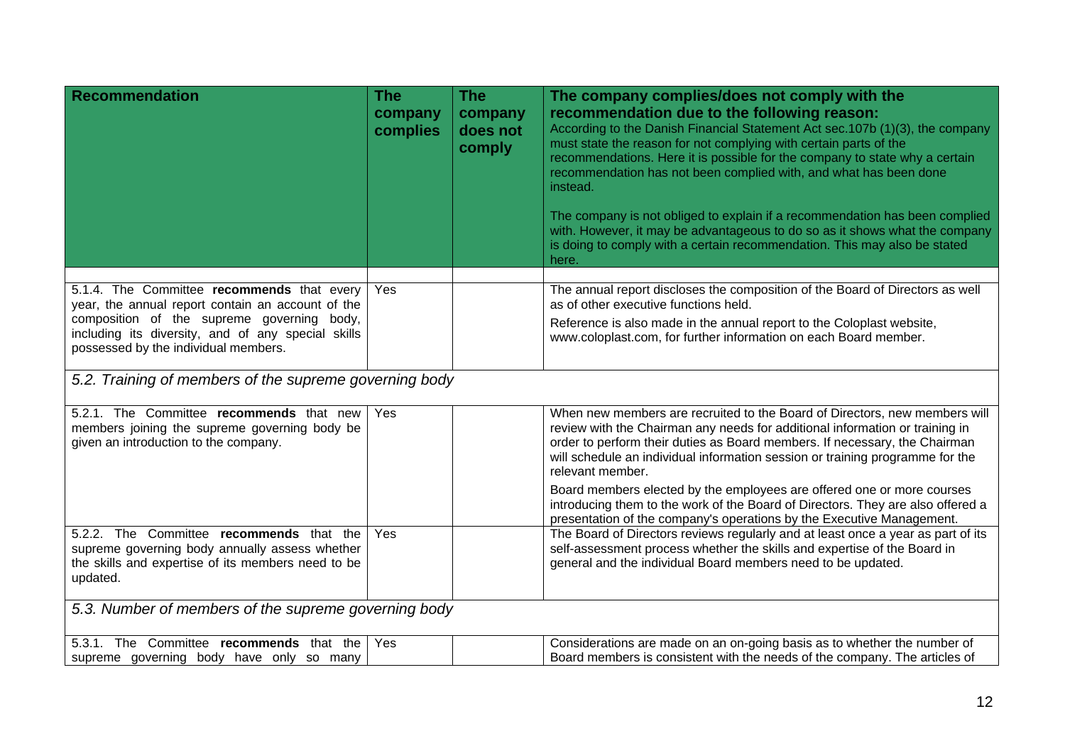| Recommendation | The company complies | The company does not comply | The company complies/does not comply with the recommendation due to the following reason: According to the Danish Financial Statement Act sec.107b (1)(3), the company must state the reason for not complying with certain parts of the recommendations. Here it is possible for the company to state why a certain recommendation has not been complied with, and what has been done instead. The company is not obliged to explain if a recommendation has been complied with. However, it may be advantageous to do so as it shows what the company is doing to comply with a certain recommendation. This may also be stated here. |
|---|---|---|---|
| 5.1.4. The Committee **recommends** that every year, the annual report contain an account of the composition of the supreme governing body, including its diversity, and of any special skills possessed by the individual members. | Yes | | The annual report discloses the composition of the Board of Directors as well as of other executive functions held. Reference is also made in the annual report to the Coloplast website, www.coloplast.com, for further information on each Board member. |
| *5.2. Training of members of the supreme governing body* | | | |
| 5.2.1. The Committee **recommends** that new members joining the supreme governing body be given an introduction to the company. | Yes | | When new members are recruited to the Board of Directors, new members will review with the Chairman any needs for additional information or training in order to perform their duties as Board members. If necessary, the Chairman will schedule an individual information session or training programme for the relevant member. Board members elected by the employees are offered one or more courses introducing them to the work of the Board of Directors. They are also offered a presentation of the company's operations by the Executive Management. |
| 5.2.2. The Committee **recommends** that the supreme governing body annually assess whether the skills and expertise of its members need to be updated. | Yes | | The Board of Directors reviews regularly and at least once a year as part of its self-assessment process whether the skills and expertise of the Board in general and the individual Board members need to be updated. |
| *5.3. Number of members of the supreme governing body* | | | |
| 5.3.1. The Committee **recommends** that the supreme governing body have only so many | Yes | | Considerations are made on an on-going basis as to whether the number of Board members is consistent with the needs of the company. The articles of |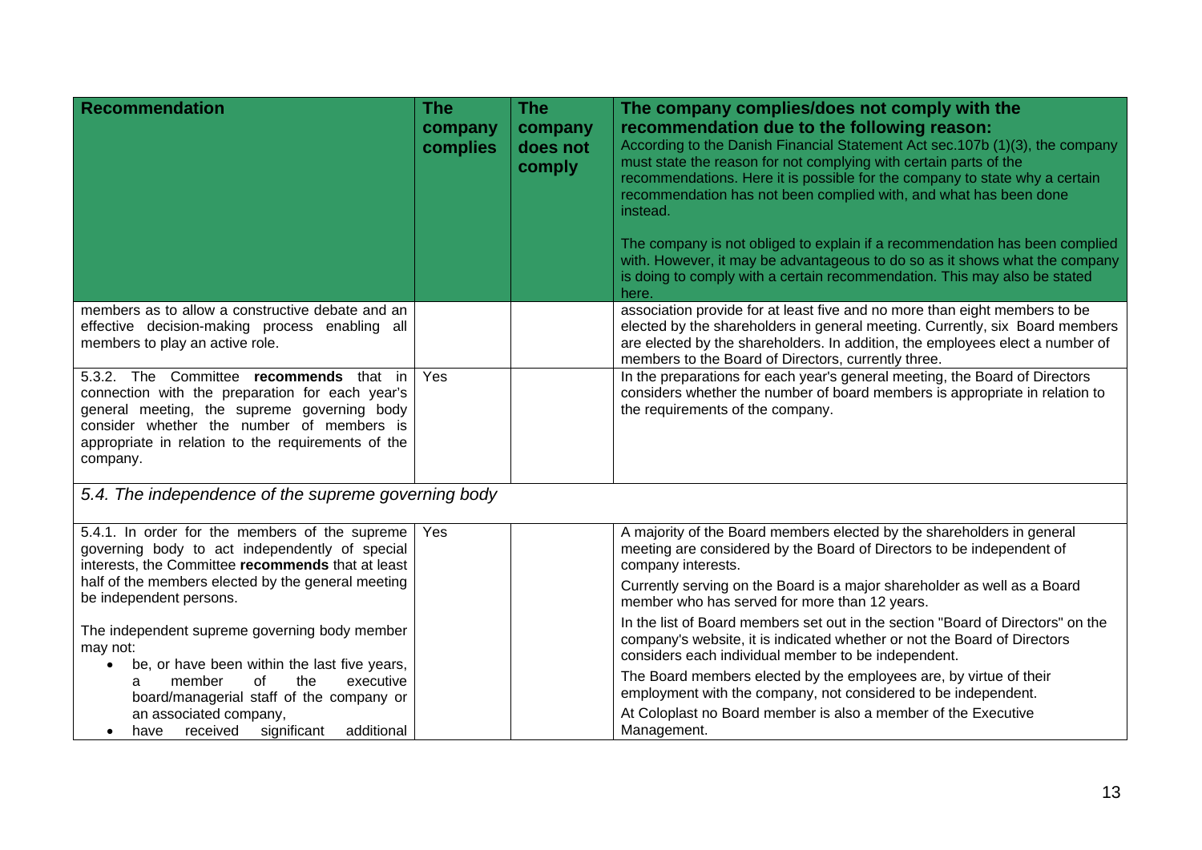| Recommendation | The company complies | The company does not comply | The company complies/does not comply with the recommendation due to the following reason: According to the Danish Financial Statement Act sec.107b (1)(3), the company must state the reason for not complying with certain parts of the recommendations. Here it is possible for the company to state why a certain recommendation has not been complied with, and what has been done instead. The company is not obliged to explain if a recommendation has been complied with. However, it may be advantageous to do so as it shows what the company is doing to comply with a certain recommendation. This may also be stated here. |
|---|---|---|---|
| members as to allow a constructive debate and an effective decision-making process enabling all members to play an active role. | | | association provide for at least five and no more than eight members to be elected by the shareholders in general meeting. Currently, six Board members are elected by the shareholders. In addition, the employees elect a number of members to the Board of Directors, currently three. |
| 5.3.2. The Committee **recommends** that in connection with the preparation for each year's general meeting, the supreme governing body consider whether the number of members is appropriate in relation to the requirements of the company. | Yes | | In the preparations for each year's general meeting, the Board of Directors considers whether the number of board members is appropriate in relation to the requirements of the company. |
| *5.4. The independence of the supreme governing body* | | | |
| 5.4.1. In order for the members of the supreme governing body to act independently of special interests, the Committee **recommends** that at least half of the members elected by the general meeting be independent persons.<br><br>The independent supreme governing body member may not:<br>• be, or have been within the last five years, a member of the executive board/managerial staff of the company or an associated company,<br>• have received significant additional | Yes | | A majority of the Board members elected by the shareholders in general meeting are considered by the Board of Directors to be independent of company interests.<br><br>Currently serving on the Board is a major shareholder as well as a Board member who has served for more than 12 years.<br><br>In the list of Board members set out in the section "Board of Directors" on the company's website, it is indicated whether or not the Board of Directors considers each individual member to be independent.<br><br>The Board members elected by the employees are, by virtue of their employment with the company, not considered to be independent.<br><br>At Coloplast no Board member is also a member of the Executive Management. |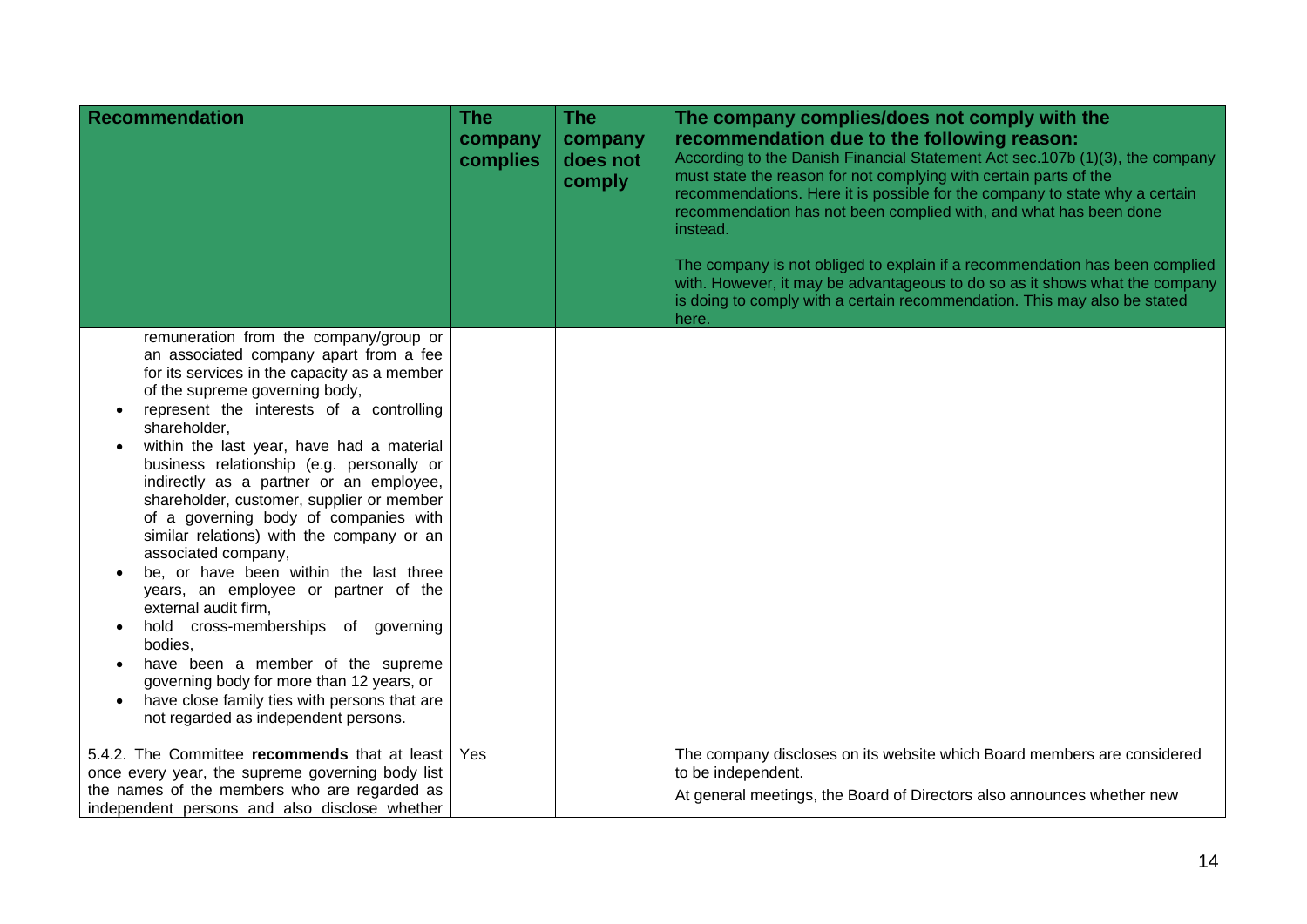| Recommendation | The company complies | The company does not comply | The company complies/does not comply with the recommendation due to the following reason: According to the Danish Financial Statement Act sec.107b (1)(3), the company must state the reason for not complying with certain parts of the recommendations. Here it is possible for the company to state why a certain recommendation has not been complied with, and what has been done instead. The company is not obliged to explain if a recommendation has been complied with. However, it may be advantageous to do so as it shows what the company is doing to comply with a certain recommendation. This may also be stated here. |
|---|---|---|---|
| remuneration from the company/group or an associated company apart from a fee for its services in the capacity as a member of the supreme governing body, <br>• represent the interests of a controlling shareholder, <br>• within the last year, have had a material business relationship (e.g. personally or indirectly as a partner or an employee, shareholder, customer, supplier or member of a governing body of companies with similar relations) with the company or an associated company, <br>• be, or have been within the last three years, an employee or partner of the external audit firm, <br>• hold cross-memberships of governing bodies, <br>• have been a member of the supreme governing body for more than 12 years, or <br>• have close family ties with persons that are not regarded as independent persons. | | | |
| 5.4.2. The Committee **recommends** that at least once every year, the supreme governing body list the names of the members who are regarded as independent persons and also disclose whether | Yes | | The company discloses on its website which Board members are considered to be independent. <br>At general meetings, the Board of Directors also announces whether new |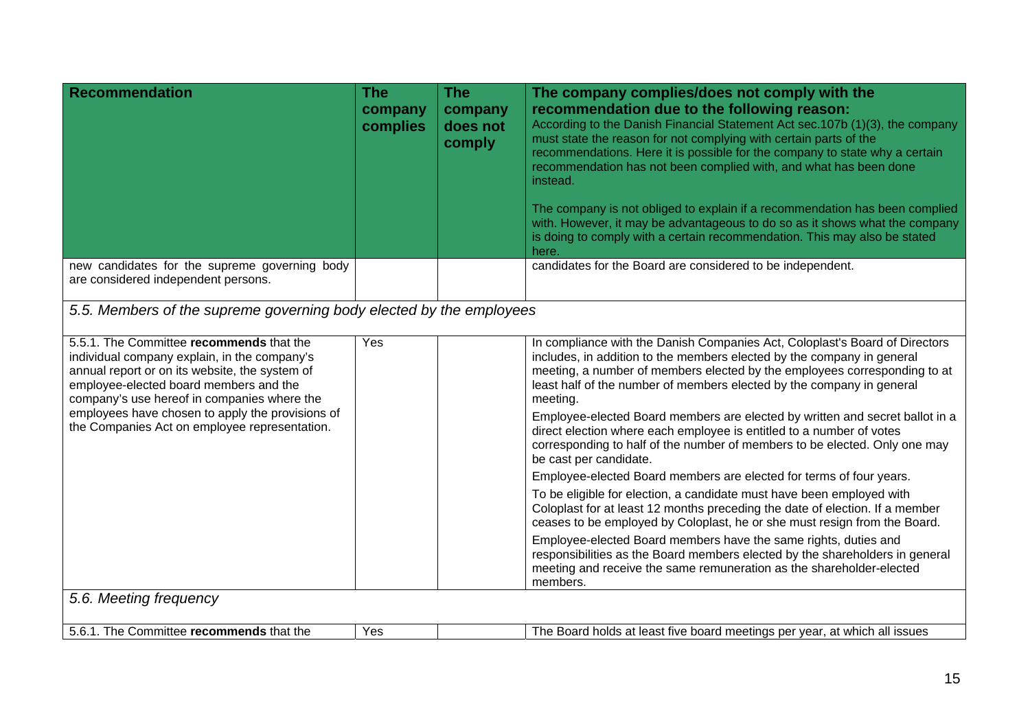| Recommendation | The company complies | The company does not comply | The company complies/does not comply with the recommendation due to the following reason: According to the Danish Financial Statement Act sec.107b (1)(3), the company must state the reason for not complying with certain parts of the recommendations. Here it is possible for the company to state why a certain recommendation has not been complied with, and what has been done instead. The company is not obliged to explain if a recommendation has been complied with. However, it may be advantageous to do so as it shows what the company is doing to comply with a certain recommendation. This may also be stated here. |
|---|---|---|---|
| new candidates for the supreme governing body are considered independent persons. | | | candidates for the Board are considered to be independent. |
| *5.5. Members of the supreme governing body elected by the employees* | | | |
| 5.5.1. The Committee **recommends** that the individual company explain, in the company's annual report or on its website, the system of employee-elected board members and the company's use hereof in companies where the employees have chosen to apply the provisions of the Companies Act on employee representation. | Yes | | In compliance with the Danish Companies Act, Coloplast's Board of Directors includes, in addition to the members elected by the company in general meeting, a number of members elected by the employees corresponding to at least half of the number of members elected by the company in general meeting. Employee-elected Board members are elected by written and secret ballot in a direct election where each employee is entitled to a number of votes corresponding to half of the number of members to be elected. Only one may be cast per candidate. Employee-elected Board members are elected for terms of four years. To be eligible for election, a candidate must have been employed with Coloplast for at least 12 months preceding the date of election. If a member ceases to be employed by Coloplast, he or she must resign from the Board. Employee-elected Board members have the same rights, duties and responsibilities as the Board members elected by the shareholders in general meeting and receive the same remuneration as the shareholder-elected members. |
| *5.6. Meeting frequency* | | | |
| 5.6.1. The Committee **recommends** that the | Yes | | The Board holds at least five board meetings per year, at which all issues |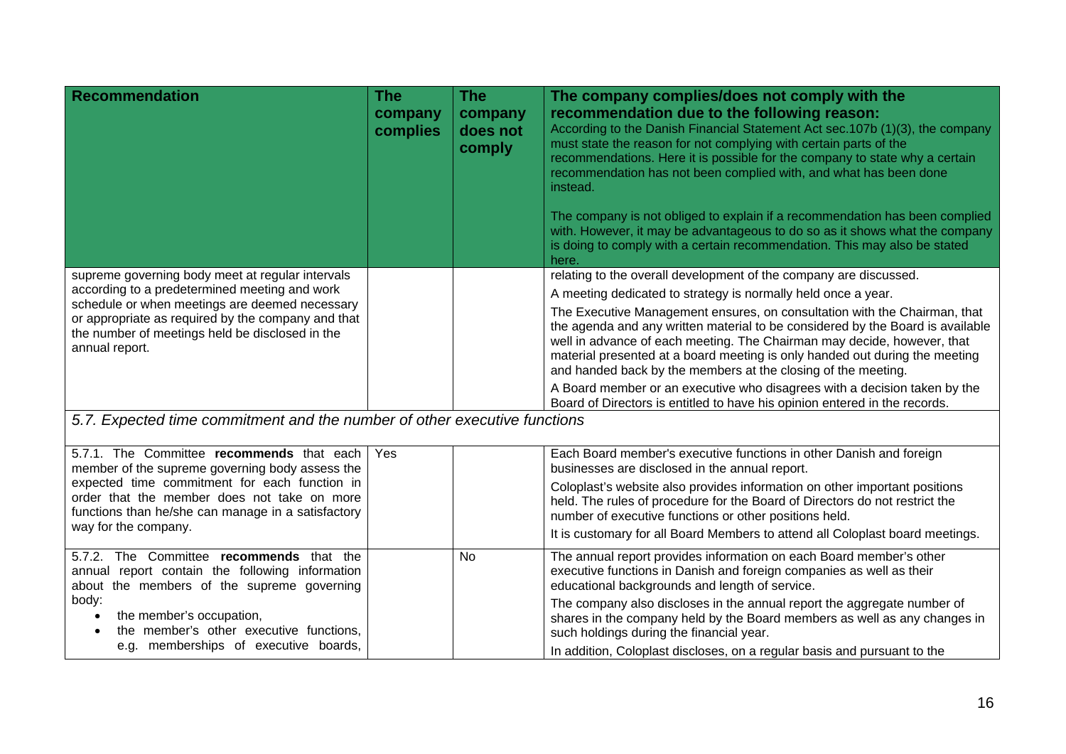| Recommendation | The company complies | The company does not comply | The company complies/does not comply with the recommendation due to the following reason: According to the Danish Financial Statement Act sec.107b (1)(3), the company must state the reason for not complying with certain parts of the recommendations. Here it is possible for the company to state why a certain recommendation has not been complied with, and what has been done instead. The company is not obliged to explain if a recommendation has been complied with. However, it may be advantageous to do so as it shows what the company is doing to comply with a certain recommendation. This may also be stated here. |
|---|---|---|---|
| supreme governing body meet at regular intervals according to a predetermined meeting and work schedule or when meetings are deemed necessary or appropriate as required by the company and that the number of meetings held be disclosed in the annual report. | | | relating to the overall development of the company are discussed. A meeting dedicated to strategy is normally held once a year. The Executive Management ensures, on consultation with the Chairman, that the agenda and any written material to be considered by the Board is available well in advance of each meeting. The Chairman may decide, however, that material presented at a board meeting is only handed out during the meeting and handed back by the members at the closing of the meeting. A Board member or an executive who disagrees with a decision taken by the Board of Directors is entitled to have his opinion entered in the records. |
| *5.7. Expected time commitment and the number of other executive functions* | | | |
| 5.7.1. The Committee **recommends** that each member of the supreme governing body assess the expected time commitment for each function in order that the member does not take on more functions than he/she can manage in a satisfactory way for the company. | Yes | | Each Board member's executive functions in other Danish and foreign businesses are disclosed in the annual report. Coloplast's website also provides information on other important positions held. The rules of procedure for the Board of Directors do not restrict the number of executive functions or other positions held. It is customary for all Board Members to attend all Coloplast board meetings. |
| 5.7.2. The Committee **recommends** that the annual report contain the following information about the members of the supreme governing body: • the member's occupation, • the member's other executive functions, e.g. memberships of executive boards, | | No | The annual report provides information on each Board member's other executive functions in Danish and foreign companies as well as their educational backgrounds and length of service. The company also discloses in the annual report the aggregate number of shares in the company held by the Board members as well as any changes in such holdings during the financial year. In addition, Coloplast discloses, on a regular basis and pursuant to the |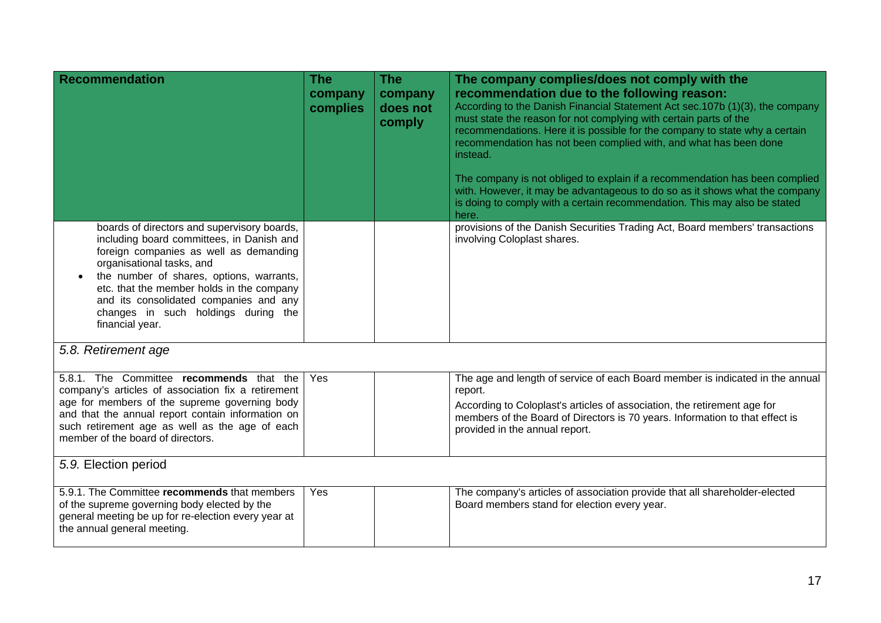| Recommendation | The company complies | The company does not comply | The company complies/does not comply with the recommendation due to the following reason: According to the Danish Financial Statement Act sec.107b (1)(3), the company must state the reason for not complying with certain parts of the recommendations. Here it is possible for the company to state why a certain recommendation has not been complied with, and what has been done instead. The company is not obliged to explain if a recommendation has been complied with. However, it may be advantageous to do so as it shows what the company is doing to comply with a certain recommendation. This may also be stated here. |
|---|---|---|---|
| boards of directors and supervisory boards, including board committees, in Danish and foreign companies as well as demanding organisational tasks, and<br>• the number of shares, options, warrants, etc. that the member holds in the company and its consolidated companies and any changes in such holdings during the financial year. | | | provisions of the Danish Securities Trading Act, Board members' transactions involving Coloplast shares. |
| *5.8. Retirement age* | | | |
| 5.8.1. The Committee **recommends** that the company's articles of association fix a retirement age for members of the supreme governing body and that the annual report contain information on such retirement age as well as the age of each member of the board of directors. | Yes | | The age and length of service of each Board member is indicated in the annual report.<br>According to Coloplast's articles of association, the retirement age for members of the Board of Directors is 70 years. Information to that effect is provided in the annual report. |
| *5.9.* Election period | | | |
| 5.9.1. The Committee **recommends** that members of the supreme governing body elected by the general meeting be up for re-election every year at the annual general meeting. | Yes | | The company's articles of association provide that all shareholder-elected Board members stand for election every year. |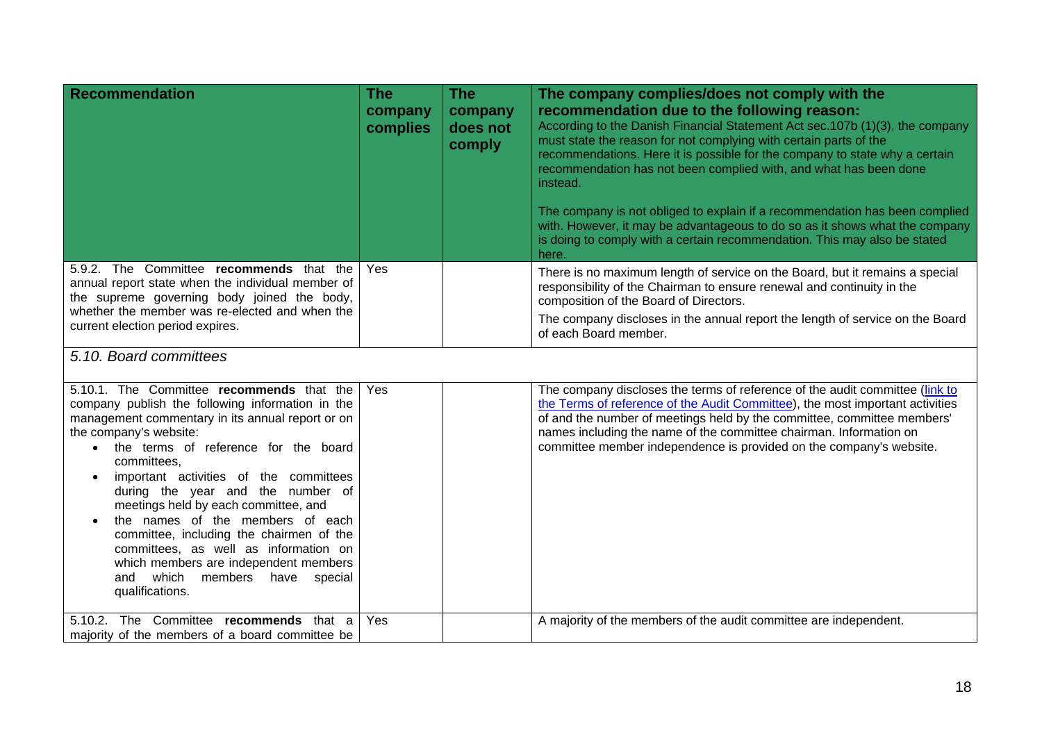| Recommendation | The company complies | The company does not comply | The company complies/does not comply with the recommendation due to the following reason: According to the Danish Financial Statement Act sec.107b (1)(3), the company must state the reason for not complying with certain parts of the recommendations. Here it is possible for the company to state why a certain recommendation has not been complied with, and what has been done instead. The company is not obliged to explain if a recommendation has been complied with. However, it may be advantageous to do so as it shows what the company is doing to comply with a certain recommendation. This may also be stated here. |
|---|---|---|---|
| 5.9.2. The Committee **recommends** that the annual report state when the individual member of the supreme governing body joined the body, whether the member was re-elected and when the current election period expires. | Yes | | There is no maximum length of service on the Board, but it remains a special responsibility of the Chairman to ensure renewal and continuity in the composition of the Board of Directors. The company discloses in the annual report the length of service on the Board of each Board member. |
| *5.10. Board committees* | | | |
| 5.10.1. The Committee **recommends** that the company publish the following information in the management commentary in its annual report or on the company's website: • the terms of reference for the board committees, • important activities of the committees during the year and the number of meetings held by each committee, and • the names of the members of each committee, including the chairmen of the committees, as well as information on which members are independent members and which members have special qualifications. | Yes | | The company discloses the terms of reference of the audit committee (link to the Terms of reference of the Audit Committee), the most important activities of and the number of meetings held by the committee, committee members' names including the name of the committee chairman. Information on committee member independence is provided on the company's website. |
| 5.10.2. The Committee **recommends** that a majority of the members of a board committee be | Yes | | A majority of the members of the audit committee are independent. |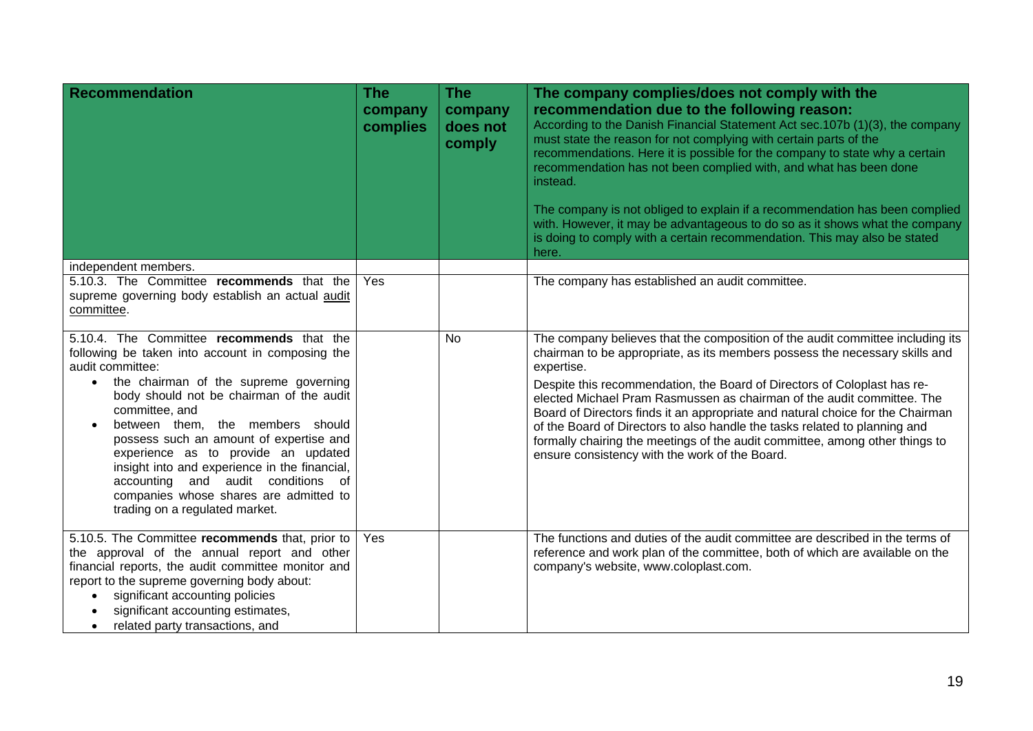| Recommendation | The company complies | The company does not comply | The company complies/does not comply with the recommendation due to the following reason: According to the Danish Financial Statement Act sec.107b (1)(3), the company must state the reason for not complying with certain parts of the recommendations. Here it is possible for the company to state why a certain recommendation has not been complied with, and what has been done instead. The company is not obliged to explain if a recommendation has been complied with. However, it may be advantageous to do so as it shows what the company is doing to comply with a certain recommendation. This may also be stated here. |
|---|---|---|---|
| independent members. | | | |
| 5.10.3. The Committee **recommends** that the supreme governing body establish an actual audit committee. | Yes | | The company has established an audit committee. |
| 5.10.4. The Committee **recommends** that the following be taken into account in composing the audit committee: • the chairman of the supreme governing body should not be chairman of the audit committee, and • between them, the members should possess such an amount of expertise and experience as to provide an updated insight into and experience in the financial, accounting and audit conditions of companies whose shares are admitted to trading on a regulated market. | | No | The company believes that the composition of the audit committee including its chairman to be appropriate, as its members possess the necessary skills and expertise. Despite this recommendation, the Board of Directors of Coloplast has re-elected Michael Pram Rasmussen as chairman of the audit committee. The Board of Directors finds it an appropriate and natural choice for the Chairman of the Board of Directors to also handle the tasks related to planning and formally chairing the meetings of the audit committee, among other things to ensure consistency with the work of the Board. |
| 5.10.5. The Committee **recommends** that, prior to the approval of the annual report and other financial reports, the audit committee monitor and report to the supreme governing body about: • significant accounting policies • significant accounting estimates, • related party transactions, and | Yes | | The functions and duties of the audit committee are described in the terms of reference and work plan of the committee, both of which are available on the company's website, www.coloplast.com. |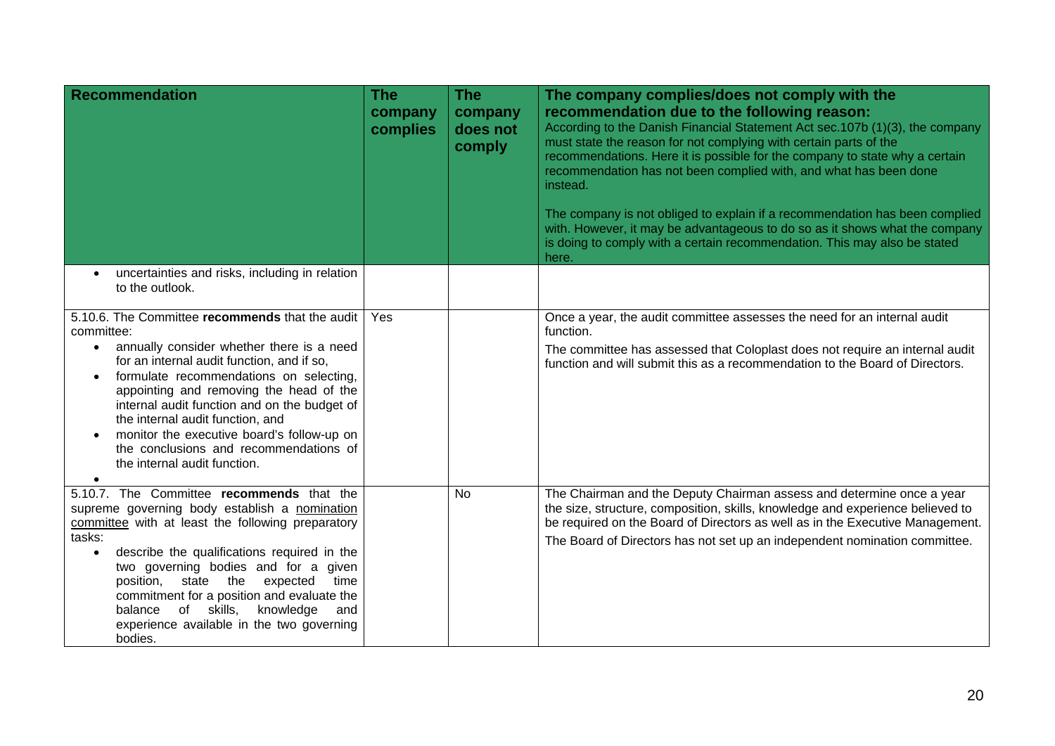| Recommendation | The company complies | The company does not comply | The company complies/does not comply with the recommendation due to the following reason: According to the Danish Financial Statement Act sec.107b (1)(3), the company must state the reason for not complying with certain parts of the recommendations. Here it is possible for the company to state why a certain recommendation has not been complied with, and what has been done instead. The company is not obliged to explain if a recommendation has been complied with. However, it may be advantageous to do so as it shows what the company is doing to comply with a certain recommendation. This may also be stated here. |
|---|---|---|---|
| • uncertainties and risks, including in relation to the outlook. | | | |
| 5.10.6. The Committee **recommends** that the audit committee: • annually consider whether there is a need for an internal audit function, and if so, • formulate recommendations on selecting, appointing and removing the head of the internal audit function and on the budget of the internal audit function, and • monitor the executive board's follow-up on the conclusions and recommendations of the internal audit function. | Yes | | Once a year, the audit committee assesses the need for an internal audit function. The committee has assessed that Coloplast does not require an internal audit function and will submit this as a recommendation to the Board of Directors. |
| 5.10.7. The Committee **recommends** that the supreme governing body establish a nomination committee with at least the following preparatory tasks: • describe the qualifications required in the two governing bodies and for a given position, state the expected time commitment for a position and evaluate the balance of skills, knowledge and experience available in the two governing bodies. | | No | The Chairman and the Deputy Chairman assess and determine once a year the size, structure, composition, skills, knowledge and experience believed to be required on the Board of Directors as well as in the Executive Management. The Board of Directors has not set up an independent nomination committee. |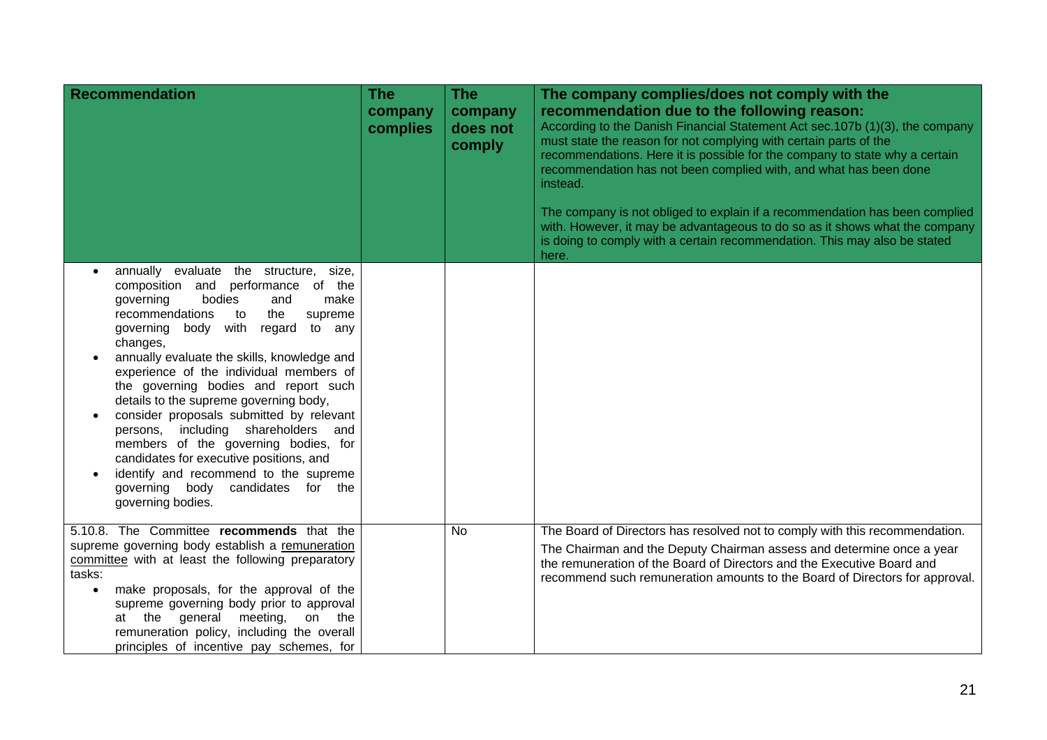| Recommendation | The company complies | The company does not comply | The company complies/does not comply with the recommendation due to the following reason: According to the Danish Financial Statement Act sec.107b (1)(3), the company must state the reason for not complying with certain parts of the recommendations. Here it is possible for the company to state why a certain recommendation has not been complied with, and what has been done instead. The company is not obliged to explain if a recommendation has been complied with. However, it may be advantageous to do so as it shows what the company is doing to comply with a certain recommendation. This may also be stated here. |
|---|---|---|---|
| • annually evaluate the structure, size, composition and performance of the governing bodies and make recommendations to the supreme governing body with regard to any changes,<br>• annually evaluate the skills, knowledge and experience of the individual members of the governing bodies and report such details to the supreme governing body,<br>• consider proposals submitted by relevant persons, including shareholders and members of the governing bodies, for candidates for executive positions, and<br>• identify and recommend to the supreme governing body candidates for the governing bodies. | | | |
| 5.10.8. The Committee **recommends** that the supreme governing body establish a <u>remuneration committee</u> with at least the following preparatory tasks:<br>• make proposals, for the approval of the supreme governing body prior to approval at the general meeting, on the remuneration policy, including the overall principles of incentive pay schemes, for | | No | The Board of Directors has resolved not to comply with this recommendation.<br>The Chairman and the Deputy Chairman assess and determine once a year the remuneration of the Board of Directors and the Executive Board and recommend such remuneration amounts to the Board of Directors for approval. |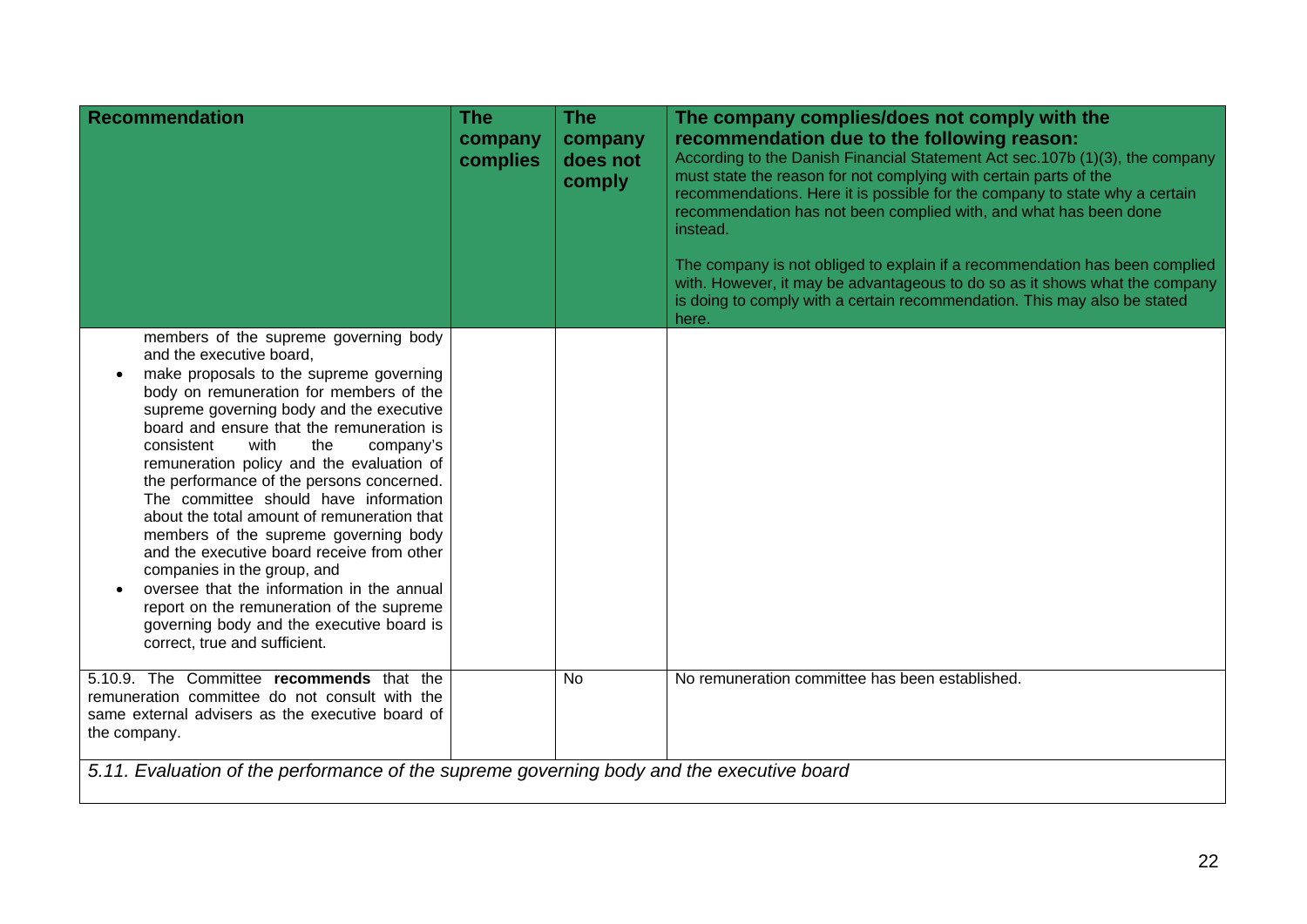| Recommendation | The company complies | The company does not comply | The company complies/does not comply with the recommendation due to the following reason: According to the Danish Financial Statement Act sec.107b (1)(3), the company must state the reason for not complying with certain parts of the recommendations. Here it is possible for the company to state why a certain recommendation has not been complied with, and what has been done instead. The company is not obliged to explain if a recommendation has been complied with. However, it may be advantageous to do so as it shows what the company is doing to comply with a certain recommendation. This may also be stated here. |
|---|---|---|---|
| members of the supreme governing body and the executive board, <br>• make proposals to the supreme governing body on remuneration for members of the supreme governing body and the executive board and ensure that the remuneration is consistent with the company's remuneration policy and the evaluation of the performance of the persons concerned. The committee should have information about the total amount of remuneration that members of the supreme governing body and the executive board receive from other companies in the group, and <br>• oversee that the information in the annual report on the remuneration of the supreme governing body and the executive board is correct, true and sufficient. | | | |
| 5.10.9. The Committee **recommends** that the remuneration committee do not consult with the same external advisers as the executive board of the company. | | No | No remuneration committee has been established. |
| *5.11. Evaluation of the performance of the supreme governing body and the executive board* | | | |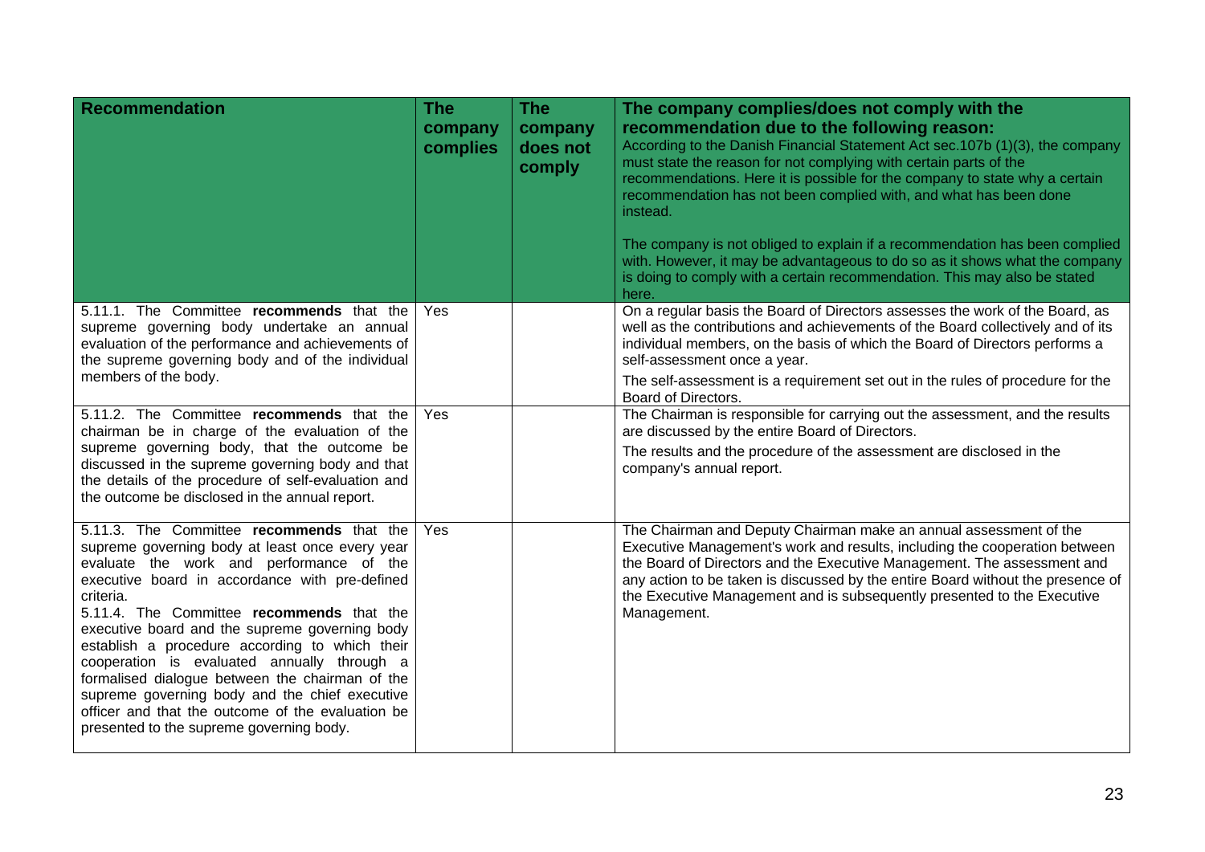| **Recommendation** | **The company complies** | **The company does not comply** | **The company complies/does not comply with the recommendation due to the following reason:** According to the Danish Financial Statement Act sec.107b (1)(3), the company must state the reason for not complying with certain parts of the recommendations. Here it is possible for the company to state why a certain recommendation has not been complied with, and what has been done instead. The company is not obliged to explain if a recommendation has been complied with. However, it may be advantageous to do so as it shows what the company is doing to comply with a certain recommendation. This may also be stated here. |
|---|---|---|---|
| 5.11.1. The Committee **recommends** that the supreme governing body undertake an annual evaluation of the performance and achievements of the supreme governing body and of the individual members of the body. | Yes | | On a regular basis the Board of Directors assesses the work of the Board, as well as the contributions and achievements of the Board collectively and of its individual members, on the basis of which the Board of Directors performs a self-assessment once a year. The self-assessment is a requirement set out in the rules of procedure for the Board of Directors. |
| 5.11.2. The Committee **recommends** that the chairman be in charge of the evaluation of the supreme governing body, that the outcome be discussed in the supreme governing body and that the details of the procedure of self-evaluation and the outcome be disclosed in the annual report. | Yes | | The Chairman is responsible for carrying out the assessment, and the results are discussed by the entire Board of Directors. The results and the procedure of the assessment are disclosed in the company's annual report. |
| 5.11.3. The Committee **recommends** that the supreme governing body at least once every year evaluate the work and performance of the executive board in accordance with pre-defined criteria. 5.11.4. The Committee **recommends** that the executive board and the supreme governing body establish a procedure according to which their cooperation is evaluated annually through a formalised dialogue between the chairman of the supreme governing body and the chief executive officer and that the outcome of the evaluation be presented to the supreme governing body. | Yes | | The Chairman and Deputy Chairman make an annual assessment of the Executive Management's work and results, including the cooperation between the Board of Directors and the Executive Management. The assessment and any action to be taken is discussed by the entire Board without the presence of the Executive Management and is subsequently presented to the Executive Management. |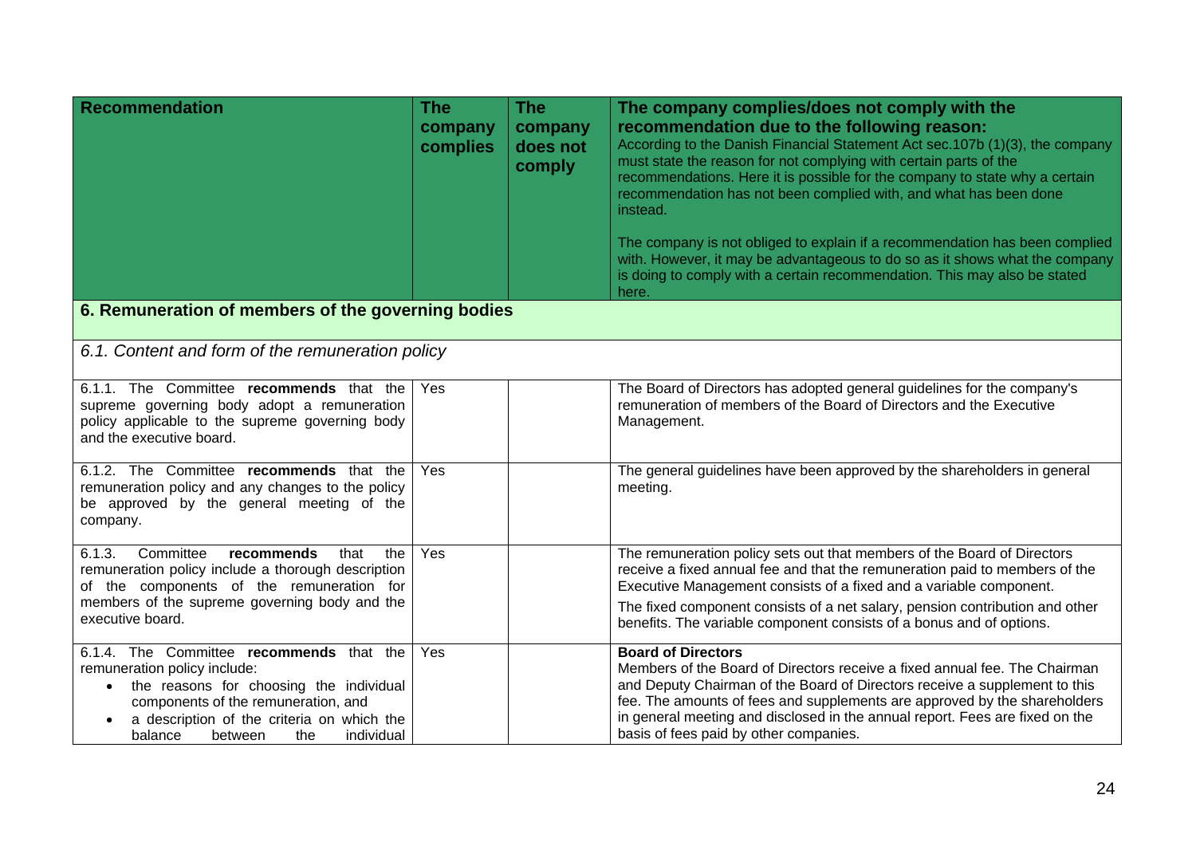| Recommendation | The company complies | The company does not comply | The company complies/does not comply with the recommendation due to the following reason:<br>According to the Danish Financial Statement Act sec.107b (1)(3), the company must state the reason for not complying with certain parts of the recommendations. Here it is possible for the company to state why a certain recommendation has not been complied with, and what has been done instead.<br><br>The company is not obliged to explain if a recommendation has been complied with. However, it may be advantageous to do so as it shows what the company is doing to comply with a certain recommendation. This may also be stated here. |
|---|---|---|---|
| **6. Remuneration of members of the governing bodies** | | | |
| *6.1. Content and form of the remuneration policy* | | | |
| 6.1.1. The Committee **recommends** that the supreme governing body adopt a remuneration policy applicable to the supreme governing body and the executive board. | Yes | | The Board of Directors has adopted general guidelines for the company's remuneration of members of the Board of Directors and the Executive Management. |
| 6.1.2. The Committee **recommends** that the remuneration policy and any changes to the policy be approved by the general meeting of the company. | Yes | | The general guidelines have been approved by the shareholders in general meeting. |
| 6.1.3. Committee **recommends** that the remuneration policy include a thorough description of the components of the remuneration for members of the supreme governing body and the executive board. | Yes | | The remuneration policy sets out that members of the Board of Directors receive a fixed annual fee and that the remuneration paid to members of the Executive Management consists of a fixed and a variable component.<br>The fixed component consists of a net salary, pension contribution and other benefits. The variable component consists of a bonus and of options. |
| 6.1.4. The Committee **recommends** that the remuneration policy include:<br>• the reasons for choosing the individual components of the remuneration, and<br>• a description of the criteria on which the balance between the individual | Yes | | **Board of Directors**<br>Members of the Board of Directors receive a fixed annual fee. The Chairman and Deputy Chairman of the Board of Directors receive a supplement to this fee. The amounts of fees and supplements are approved by the shareholders in general meeting and disclosed in the annual report. Fees are fixed on the basis of fees paid by other companies. |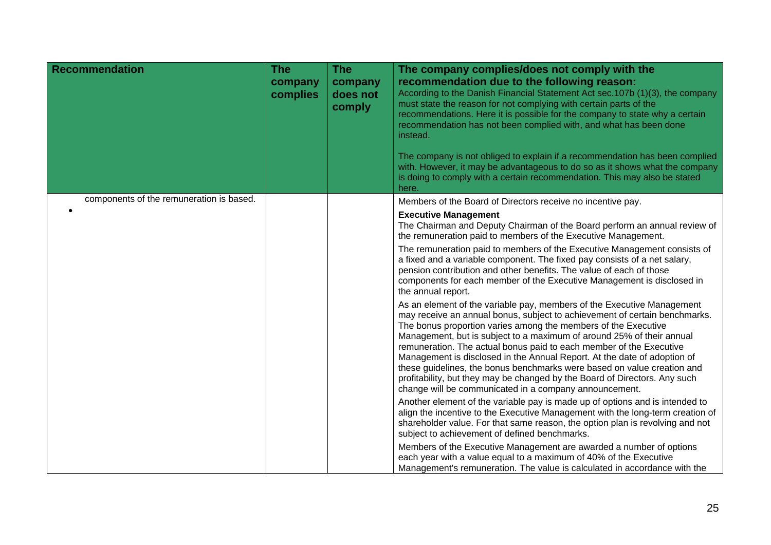| Recommendation | The company complies | The company does not comply | The company complies/does not comply with the recommendation due to the following reason: According to the Danish Financial Statement Act sec.107b (1)(3), the company must state the reason for not complying with certain parts of the recommendations. Here it is possible for the company to state why a certain recommendation has not been complied with, and what has been done instead. <br><br> The company is not obliged to explain if a recommendation has been complied with. However, it may be advantageous to do so as it shows what the company is doing to comply with a certain recommendation. This may also be stated here. |
| --- | --- | --- | --- |
| components of the remuneration is based.<br>• | | | Members of the Board of Directors receive no incentive pay.<br><br>**Executive Management**<br>The Chairman and Deputy Chairman of the Board perform an annual review of the remuneration paid to members of the Executive Management.<br><br>The remuneration paid to members of the Executive Management consists of a fixed and a variable component. The fixed pay consists of a net salary, pension contribution and other benefits. The value of each of those components for each member of the Executive Management is disclosed in the annual report.<br><br>As an element of the variable pay, members of the Executive Management may receive an annual bonus, subject to achievement of certain benchmarks. The bonus proportion varies among the members of the Executive Management, but is subject to a maximum of around 25% of their annual remuneration. The actual bonus paid to each member of the Executive Management is disclosed in the Annual Report. At the date of adoption of these guidelines, the bonus benchmarks were based on value creation and profitability, but they may be changed by the Board of Directors. Any such change will be communicated in a company announcement.<br><br>Another element of the variable pay is made up of options and is intended to align the incentive to the Executive Management with the long-term creation of shareholder value. For that same reason, the option plan is revolving and not subject to achievement of defined benchmarks.<br><br>Members of the Executive Management are awarded a number of options each year with a value equal to a maximum of 40% of the Executive Management's remuneration. The value is calculated in accordance with the |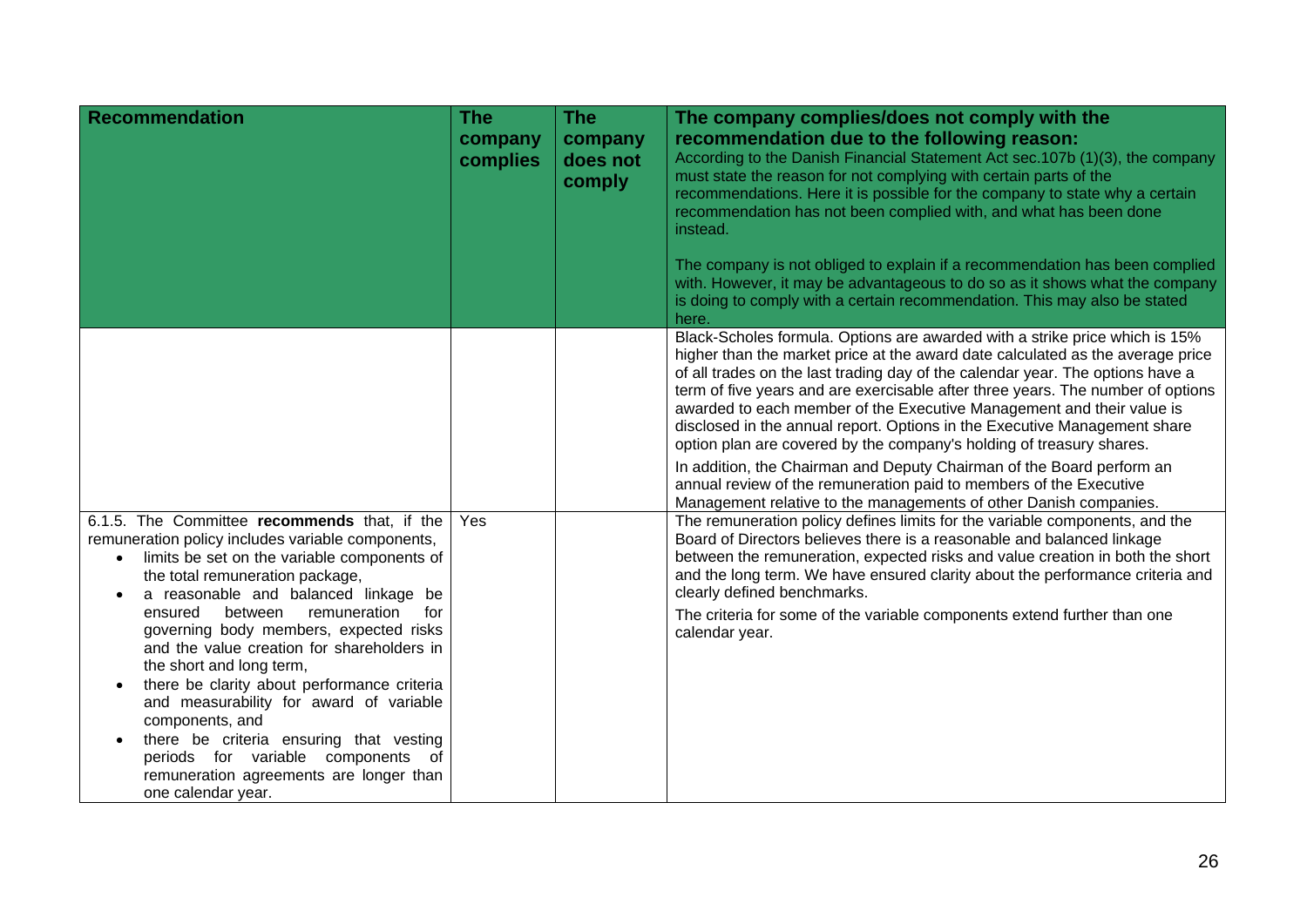| Recommendation | The company complies | The company does not comply | The company complies/does not comply with the recommendation due to the following reason: According to the Danish Financial Statement Act sec.107b (1)(3), the company must state the reason for not complying with certain parts of the recommendations. Here it is possible for the company to state why a certain recommendation has not been complied with, and what has been done instead.<br><br>The company is not obliged to explain if a recommendation has been complied with. However, it may be advantageous to do so as it shows what the company is doing to comply with a certain recommendation. This may also be stated here. |
|---|---|---|---|
| | | | Black-Scholes formula. Options are awarded with a strike price which is 15% higher than the market price at the award date calculated as the average price of all trades on the last trading day of the calendar year. The options have a term of five years and are exercisable after three years. The number of options awarded to each member of the Executive Management and their value is disclosed in the annual report. Options in the Executive Management share option plan are covered by the company's holding of treasury shares.<br><br>In addition, the Chairman and Deputy Chairman of the Board perform an annual review of the remuneration paid to members of the Executive Management relative to the managements of other Danish companies. |
| 6.1.5. The Committee **recommends** that, if the remuneration policy includes variable components,<br>• limits be set on the variable components of the total remuneration package,<br>• a reasonable and balanced linkage be ensured between remuneration for governing body members, expected risks and the value creation for shareholders in the short and long term,<br>• there be clarity about performance criteria and measurability for award of variable components, and<br>• there be criteria ensuring that vesting periods for variable components of remuneration agreements are longer than one calendar year. | Yes | | The remuneration policy defines limits for the variable components, and the Board of Directors believes there is a reasonable and balanced linkage between the remuneration, expected risks and value creation in both the short and the long term. We have ensured clarity about the performance criteria and clearly defined benchmarks.<br><br>The criteria for some of the variable components extend further than one calendar year. |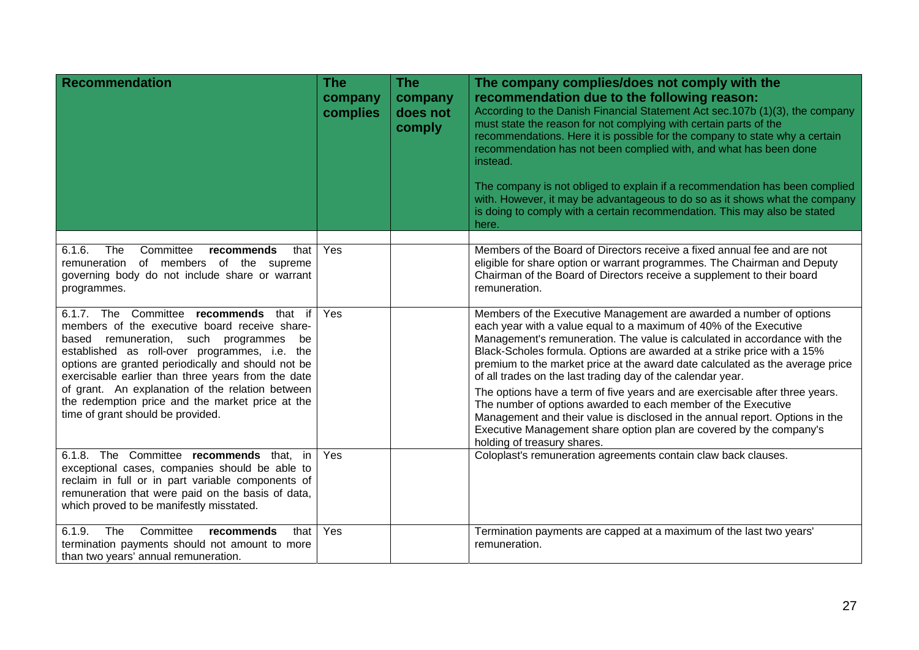| **Recommendation** | **The company complies** | **The company does not comply** | **The company complies/does not comply with the recommendation due to the following reason:** According to the Danish Financial Statement Act sec.107b (1)(3), the company must state the reason for not complying with certain parts of the recommendations. Here it is possible for the company to state why a certain recommendation has not been complied with, and what has been done instead. The company is not obliged to explain if a recommendation has been complied with. However, it may be advantageous to do so as it shows what the company is doing to comply with a certain recommendation. This may also be stated here. |
|---|---|---|---|
| | | | |
| 6.1.6. The Committee **recommends** that remuneration of members of the supreme governing body do not include share or warrant programmes. | Yes | | Members of the Board of Directors receive a fixed annual fee and are not eligible for share option or warrant programmes. The Chairman and Deputy Chairman of the Board of Directors receive a supplement to their board remuneration. |
| 6.1.7. The Committee **recommends** that if members of the executive board receive share-based remuneration, such programmes be established as roll-over programmes, i.e. the options are granted periodically and should not be exercisable earlier than three years from the date of grant. An explanation of the relation between the redemption price and the market price at the time of grant should be provided. | Yes | | Members of the Executive Management are awarded a number of options each year with a value equal to a maximum of 40% of the Executive Management's remuneration. The value is calculated in accordance with the Black-Scholes formula. Options are awarded at a strike price with a 15% premium to the market price at the award date calculated as the average price of all trades on the last trading day of the calendar year. The options have a term of five years and are exercisable after three years. The number of options awarded to each member of the Executive Management and their value is disclosed in the annual report. Options in the Executive Management share option plan are covered by the company's holding of treasury shares. |
| 6.1.8. The Committee **recommends** that, in exceptional cases, companies should be able to reclaim in full or in part variable components of remuneration that were paid on the basis of data, which proved to be manifestly misstated. | Yes | | Coloplast's remuneration agreements contain claw back clauses. |
| 6.1.9. The Committee **recommends** that termination payments should not amount to more than two years' annual remuneration. | Yes | | Termination payments are capped at a maximum of the last two years' remuneration. |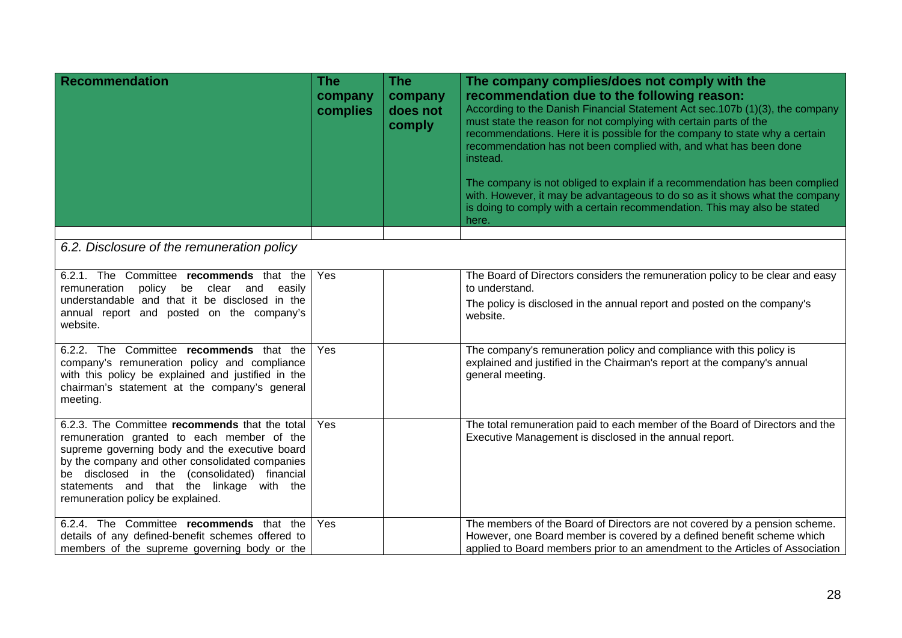| Recommendation | The company complies | The company does not comply | The company complies/does not comply with the recommendation due to the following reason: According to the Danish Financial Statement Act sec.107b (1)(3), the company must state the reason for not complying with certain parts of the recommendations. Here it is possible for the company to state why a certain recommendation has not been complied with, and what has been done instead. The company is not obliged to explain if a recommendation has been complied with. However, it may be advantageous to do so as it shows what the company is doing to comply with a certain recommendation. This may also be stated here. |
|---|---|---|---|
| | | | |
| *6.2. Disclosure of the remuneration policy* | | | |
| 6.2.1. The Committee **recommends** that the remuneration policy be clear and easily understandable and that it be disclosed in the annual report and posted on the company's website. | Yes | | The Board of Directors considers the remuneration policy to be clear and easy to understand. The policy is disclosed in the annual report and posted on the company's website. |
| 6.2.2. The Committee **recommends** that the company's remuneration policy and compliance with this policy be explained and justified in the chairman's statement at the company's general meeting. | Yes | | The company's remuneration policy and compliance with this policy is explained and justified in the Chairman's report at the company's annual general meeting. |
| 6.2.3. The Committee **recommends** that the total remuneration granted to each member of the supreme governing body and the executive board by the company and other consolidated companies be disclosed in the (consolidated) financial statements and that the linkage with the remuneration policy be explained. | Yes | | The total remuneration paid to each member of the Board of Directors and the Executive Management is disclosed in the annual report. |
| 6.2.4. The Committee **recommends** that the details of any defined-benefit schemes offered to members of the supreme governing body or the | Yes | | The members of the Board of Directors are not covered by a pension scheme. However, one Board member is covered by a defined benefit scheme which applied to Board members prior to an amendment to the Articles of Association |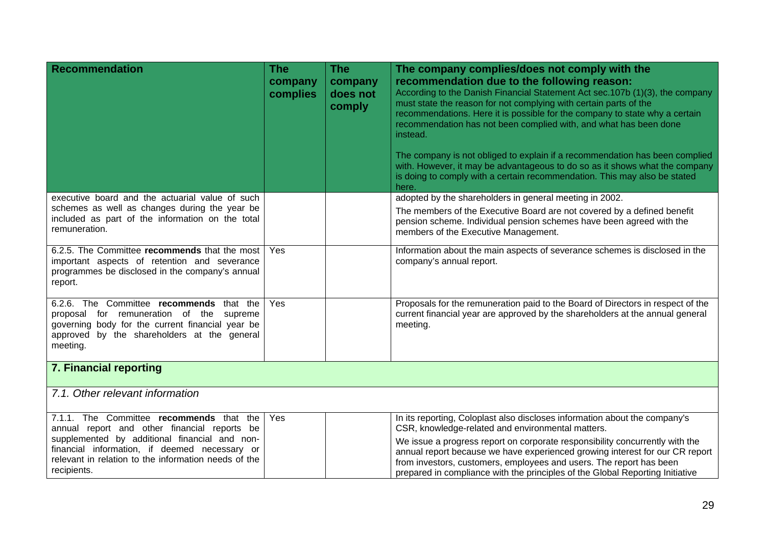| Recommendation | The company complies | The company does not comply | The company complies/does not comply with the recommendation due to the following reason: According to the Danish Financial Statement Act sec.107b (1)(3), the company must state the reason for not complying with certain parts of the recommendations. Here it is possible for the company to state why a certain recommendation has not been complied with, and what has been done instead. The company is not obliged to explain if a recommendation has been complied with. However, it may be advantageous to do so as it shows what the company is doing to comply with a certain recommendation. This may also be stated here. |
|---|---|---|---|
| executive board and the actuarial value of such schemes as well as changes during the year be included as part of the information on the total remuneration. | | | adopted by the shareholders in general meeting in 2002. The members of the Executive Board are not covered by a defined benefit pension scheme. Individual pension schemes have been agreed with the members of the Executive Management. |
| 6.2.5. The Committee **recommends** that the most important aspects of retention and severance programmes be disclosed in the company's annual report. | Yes | | Information about the main aspects of severance schemes is disclosed in the company's annual report. |
| 6.2.6. The Committee **recommends** that the proposal for remuneration of the supreme governing body for the current financial year be approved by the shareholders at the general meeting. | Yes | | Proposals for the remuneration paid to the Board of Directors in respect of the current financial year are approved by the shareholders at the annual general meeting. |
| **7. Financial reporting** | | | |
| *7.1. Other relevant information* | | | |
| 7.1.1. The Committee **recommends** that the annual report and other financial reports be supplemented by additional financial and non-financial information, if deemed necessary or relevant in relation to the information needs of the recipients. | Yes | | In its reporting, Coloplast also discloses information about the company's CSR, knowledge-related and environmental matters. We issue a progress report on corporate responsibility concurrently with the annual report because we have experienced growing interest for our CR report from investors, customers, employees and users. The report has been prepared in compliance with the principles of the Global Reporting Initiative |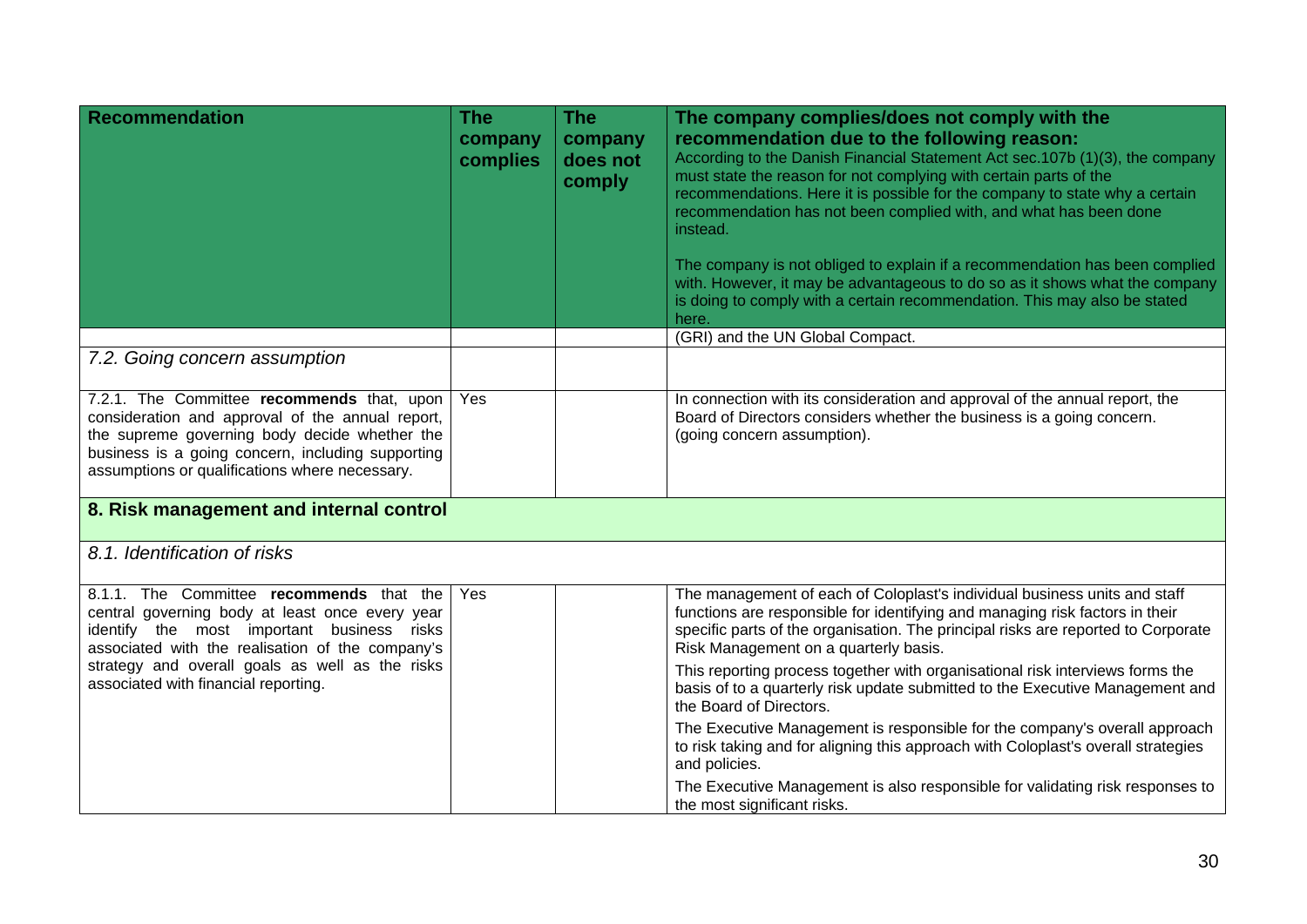| Recommendation | The company complies | The company does not comply | The company complies/does not comply with the recommendation due to the following reason: According to the Danish Financial Statement Act sec.107b (1)(3), the company must state the reason for not complying with certain parts of the recommendations. Here it is possible for the company to state why a certain recommendation has not been complied with, and what has been done instead. The company is not obliged to explain if a recommendation has been complied with. However, it may be advantageous to do so as it shows what the company is doing to comply with a certain recommendation. This may also be stated here. |
|---|---|---|---|
| | | | (GRI) and the UN Global Compact. |
| *7.2. Going concern assumption* | | | |
| 7.2.1. The Committee **recommends** that, upon consideration and approval of the annual report, the supreme governing body decide whether the business is a going concern, including supporting assumptions or qualifications where necessary. | Yes | | In connection with its consideration and approval of the annual report, the Board of Directors considers whether the business is a going concern. (going concern assumption). |
| **8. Risk management and internal control** | | | |
| *8.1. Identification of risks* | | | |
| 8.1.1. The Committee **recommends** that the central governing body at least once every year identify the most important business risks associated with the realisation of the company's strategy and overall goals as well as the risks associated with financial reporting. | Yes | | The management of each of Coloplast's individual business units and staff functions are responsible for identifying and managing risk factors in their specific parts of the organisation. The principal risks are reported to Corporate Risk Management on a quarterly basis.<br><br>This reporting process together with organisational risk interviews forms the basis of to a quarterly risk update submitted to the Executive Management and the Board of Directors.<br><br>The Executive Management is responsible for the company's overall approach to risk taking and for aligning this approach with Coloplast's overall strategies and policies.<br><br>The Executive Management is also responsible for validating risk responses to the most significant risks. |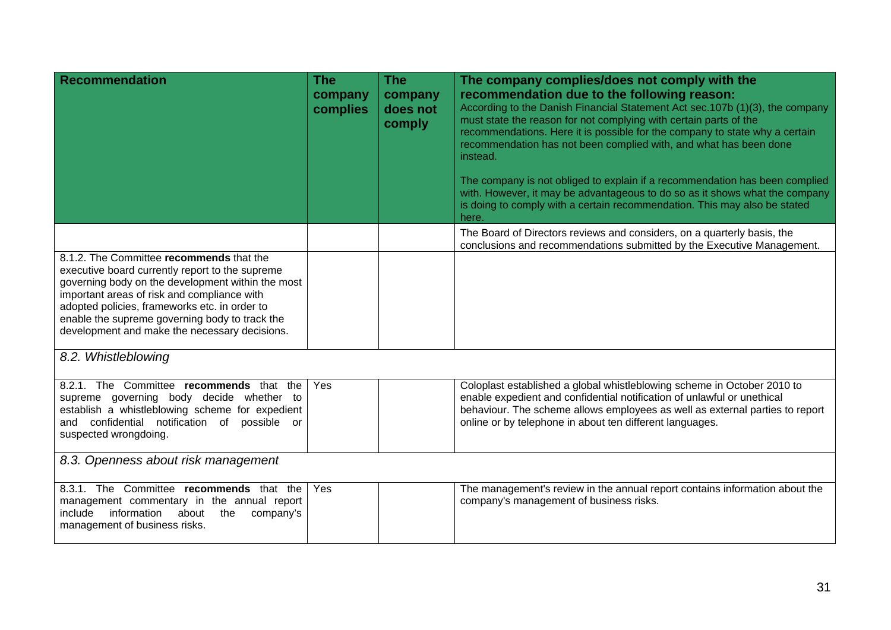| Recommendation | The company complies | The company does not comply | The company complies/does not comply with the recommendation due to the following reason: According to the Danish Financial Statement Act sec.107b (1)(3), the company must state the reason for not complying with certain parts of the recommendations. Here it is possible for the company to state why a certain recommendation has not been complied with, and what has been done instead. The company is not obliged to explain if a recommendation has been complied with. However, it may be advantageous to do so as it shows what the company is doing to comply with a certain recommendation. This may also be stated here. |
|---|---|---|---|
| | | | The Board of Directors reviews and considers, on a quarterly basis, the conclusions and recommendations submitted by the Executive Management. |
| 8.1.2. The Committee **recommends** that the executive board currently report to the supreme governing body on the development within the most important areas of risk and compliance with adopted policies, frameworks etc. in order to enable the supreme governing body to track the development and make the necessary decisions. | | | |
| *8.2. Whistleblowing* | | | |
| 8.2.1. The Committee **recommends** that the supreme governing body decide whether to establish a whistleblowing scheme for expedient and confidential notification of possible or suspected wrongdoing. | Yes | | Coloplast established a global whistleblowing scheme in October 2010 to enable expedient and confidential notification of unlawful or unethical behaviour. The scheme allows employees as well as external parties to report online or by telephone in about ten different languages. |
| *8.3. Openness about risk management* | | | |
| 8.3.1. The Committee **recommends** that the management commentary in the annual report include information about the company's management of business risks. | Yes | | The management's review in the annual report contains information about the company's management of business risks. |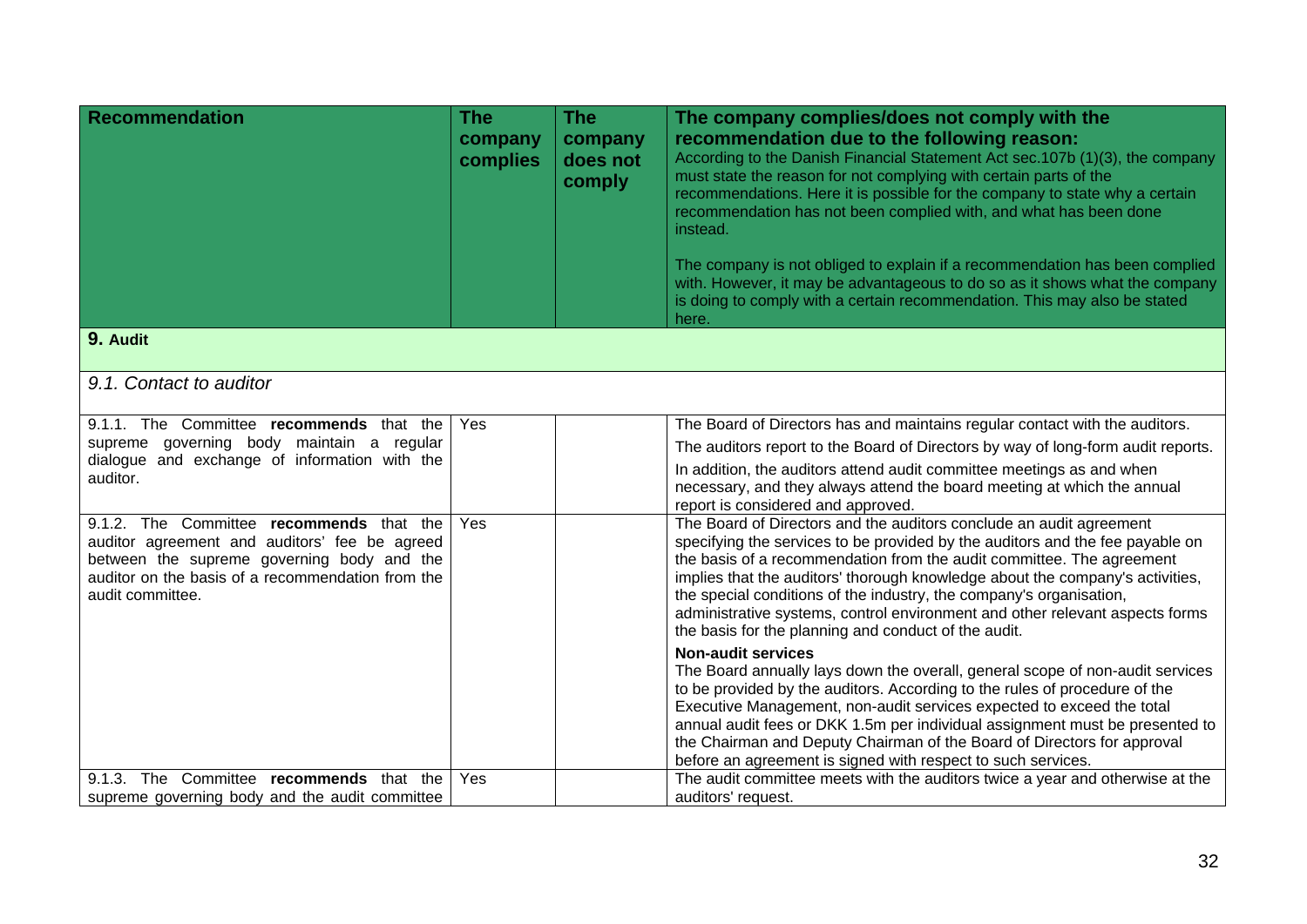| Recommendation | The company complies | The company does not comply | The company complies/does not comply with the recommendation due to the following reason: According to the Danish Financial Statement Act sec.107b (1)(3), the company must state the reason for not complying with certain parts of the recommendations. Here it is possible for the company to state why a certain recommendation has not been complied with, and what has been done instead. The company is not obliged to explain if a recommendation has been complied with. However, it may be advantageous to do so as it shows what the company is doing to comply with a certain recommendation. This may also be stated here. |
|---|---|---|---|
| **9. Audit** | | | |
| *9.1. Contact to auditor* | | | |
| 9.1.1. The Committee **recommends** that the supreme governing body maintain a regular dialogue and exchange of information with the auditor. | Yes | | The Board of Directors has and maintains regular contact with the auditors. The auditors report to the Board of Directors by way of long-form audit reports. In addition, the auditors attend audit committee meetings as and when necessary, and they always attend the board meeting at which the annual report is considered and approved. |
| 9.1.2. The Committee **recommends** that the auditor agreement and auditors' fee be agreed between the supreme governing body and the auditor on the basis of a recommendation from the audit committee. | Yes | | The Board of Directors and the auditors conclude an audit agreement specifying the services to be provided by the auditors and the fee payable on the basis of a recommendation from the audit committee. The agreement implies that the auditors' thorough knowledge about the company's activities, the special conditions of the industry, the company's organisation, administrative systems, control environment and other relevant aspects forms the basis for the planning and conduct of the audit. **Non-audit services** The Board annually lays down the overall, general scope of non-audit services to be provided by the auditors. According to the rules of procedure of the Executive Management, non-audit services expected to exceed the total annual audit fees or DKK 1.5m per individual assignment must be presented to the Chairman and Deputy Chairman of the Board of Directors for approval before an agreement is signed with respect to such services. |
| 9.1.3. The Committee **recommends** that the supreme governing body and the audit committee | Yes | | The audit committee meets with the auditors twice a year and otherwise at the auditors' request. |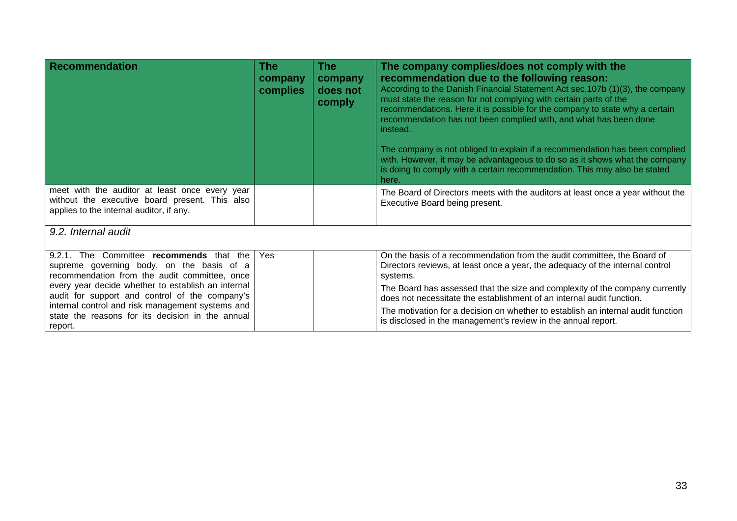| Recommendation | The company complies | The company does not comply | The company complies/does not comply with the recommendation due to the following reason: According to the Danish Financial Statement Act sec.107b (1)(3), the company must state the reason for not complying with certain parts of the recommendations. Here it is possible for the company to state why a certain recommendation has not been complied with, and what has been done instead. The company is not obliged to explain if a recommendation has been complied with. However, it may be advantageous to do so as it shows what the company is doing to comply with a certain recommendation. This may also be stated here. |
|---|---|---|---|
| meet with the auditor at least once every year without the executive board present. This also applies to the internal auditor, if any. | | | The Board of Directors meets with the auditors at least once a year without the Executive Board being present. |
| *9.2. Internal audit* | | | |
| 9.2.1. The Committee **recommends** that the supreme governing body, on the basis of a recommendation from the audit committee, once every year decide whether to establish an internal audit for support and control of the company's internal control and risk management systems and state the reasons for its decision in the annual report. | Yes | | On the basis of a recommendation from the audit committee, the Board of Directors reviews, at least once a year, the adequacy of the internal control systems. The Board has assessed that the size and complexity of the company currently does not necessitate the establishment of an internal audit function. The motivation for a decision on whether to establish an internal audit function is disclosed in the management's review in the annual report. |